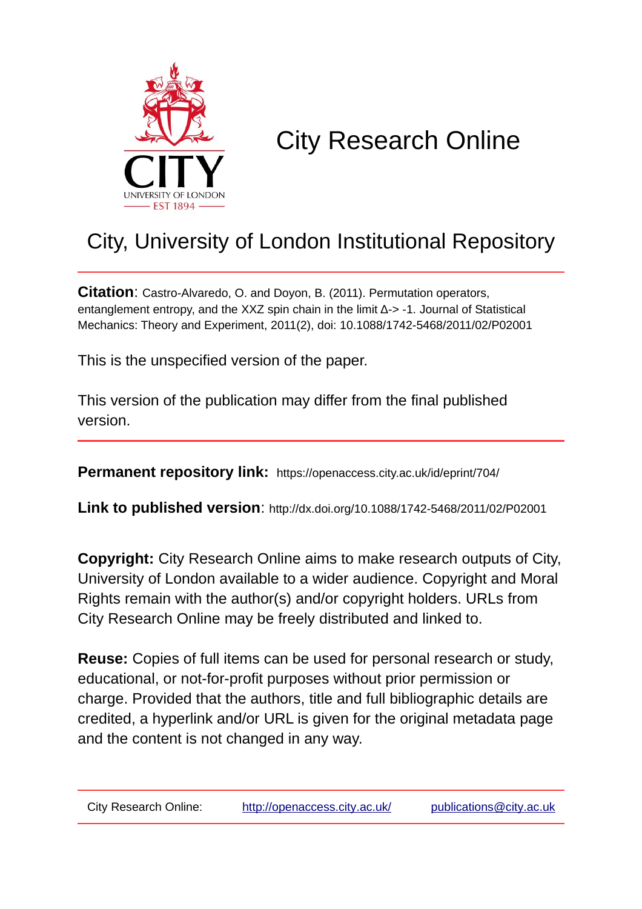CITY
UNIVERSITY OF LONDON
EST 1894

# City Research Online

## City, University of London Institutional Repository

**Citation**: Castro-Alvaredo, O. and Doyon, B. (2011). Permutation operators, entanglement entropy, and the XXZ spin chain in the limit $\Delta$-> -1. Journal of Statistical Mechanics: Theory and Experiment, 2011(2), doi: 10.1088/1742-5468/2011/02/P02001

This is the unspecified version of the paper.

This version of the publication may differ from the final published version.

**Permanent repository link:** https://openaccess.city.ac.uk/id/eprint/704/

**Link to published version**: http://dx.doi.org/10.1088/1742-5468/2011/02/P02001

**Copyright:** City Research Online aims to make research outputs of City, University of London available to a wider audience. Copyright and Moral Rights remain with the author(s) and/or copyright holders. URLs from City Research Online may be freely distributed and linked to.

**Reuse:** Copies of full items can be used for personal research or study, educational, or not-for-profit purposes without prior permission or charge. Provided that the authors, title and full bibliographic details are credited, a hyperlink and/or URL is given for the original metadata page and the content is not changed in any way.

City Research Online: http://openaccess.city.ac.uk/ publications@city.ac.uk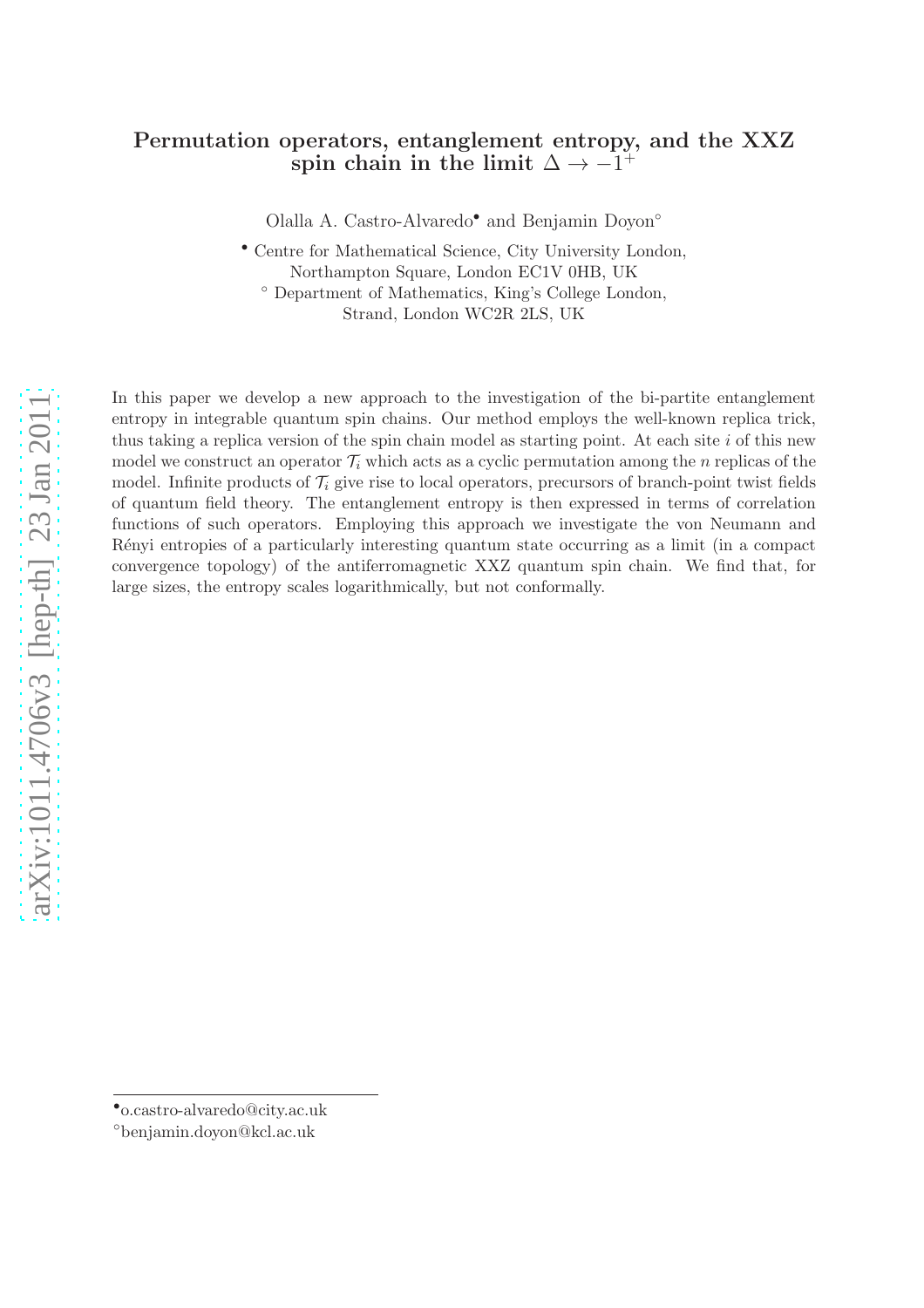# Permutation operators, entanglement entropy, and the XXZ spin chain in the limit $\Delta \to -1^+$

Olalla A. Castro-Alvaredo[•] and Benjamin Doyon[◦]

[•] Centre for Mathematical Science, City University London, Northampton Square, London EC1V 0HB, UK

[◦] Department of Mathematics, King's College London, Strand, London WC2R 2LS, UK

In this paper we develop a new approach to the investigation of the bi-partite entanglement entropy in integrable quantum spin chains. Our method employs the well-known replica trick, thus taking a replica version of the spin chain model as starting point. At each site $i$ of this new model we construct an operator $\mathcal{T}_i$ which acts as a cyclic permutation among the $n$ replicas of the model. Infinite products of $\mathcal{T}_i$ give rise to local operators, precursors of branch-point twist fields of quantum field theory. The entanglement entropy is then expressed in terms of correlation functions of such operators. Employing this approach we investigate the von Neumann and Rényi entropies of a particularly interesting quantum state occurring as a limit (in a compact convergence topology) of the antiferromagnetic XXZ quantum spin chain. We find that, for large sizes, the entropy scales logarithmically, but not conformally.

[•] o.castro-alvaredo@city.ac.uk

[◦] benjamin.doyon@kcl.ac.uk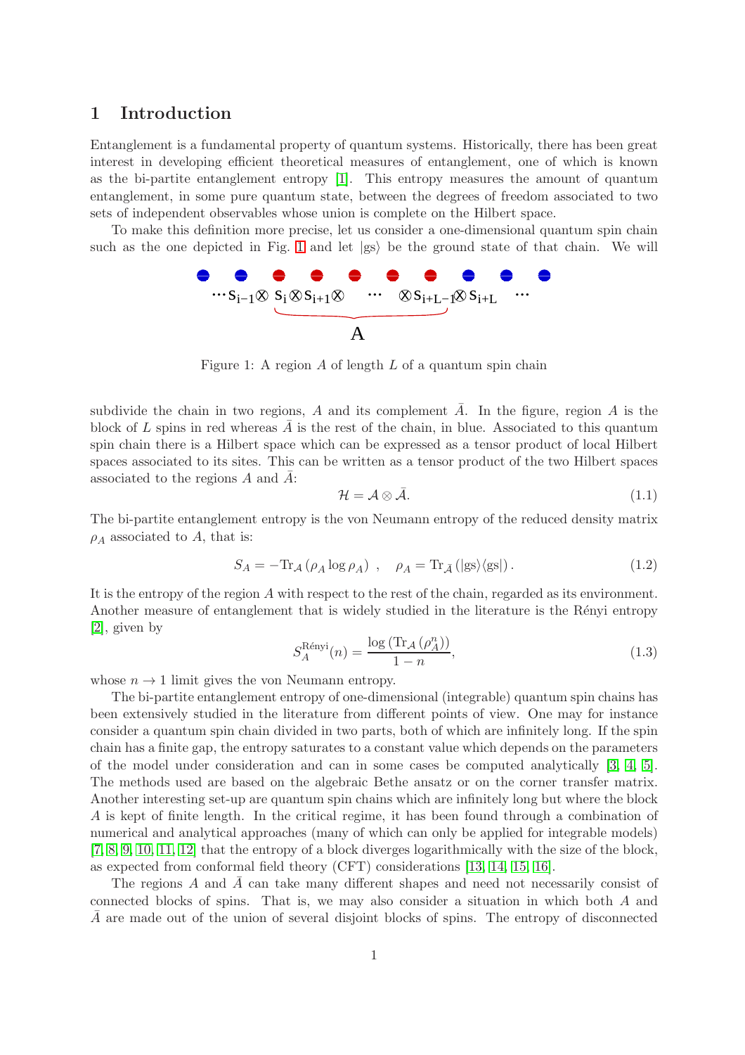## 1 Introduction

Entanglement is a fundamental property of quantum systems. Historically, there has been great interest in developing efficient theoretical measures of entanglement, one of which is known as the bi-partite entanglement entropy [1]. This entropy measures the amount of quantum entanglement, in some pure quantum state, between the degrees of freedom associated to two sets of independent observables whose union is complete on the Hilbert space.

To make this definition more precise, let us consider a one-dimensional quantum spin chain such as the one depicted in Fig. 1 and let $|\text{gs}\rangle$ be the ground state of that chain. We will

$$\cdots S_{i-1} \otimes \underbrace{S_i \otimes S_{i+1} \otimes \quad \cdots \quad \otimes S_{i+L-1}}_{A} \otimes S_{i+L} \quad \cdots$$

Figure 1: A region $A$ of length $L$ of a quantum spin chain

subdivide the chain in two regions, $A$ and its complement $\bar{A}$. In the figure, region $A$ is the block of $L$ spins in red whereas $\bar{A}$ is the rest of the chain, in blue. Associated to this quantum spin chain there is a Hilbert space which can be expressed as a tensor product of local Hilbert spaces associated to its sites. This can be written as a tensor product of the two Hilbert spaces associated to the regions $A$ and $\bar{A}$:

$$\mathcal{H} = \mathcal{A} \otimes \bar{\mathcal{A}}. \tag{1.1}$$

The bi-partite entanglement entropy is the von Neumann entropy of the reduced density matrix $\rho_A$ associated to $A$, that is:

$$S_A = -\text{Tr}_{\mathcal{A}}\left(\rho_A \log \rho_A\right) \ , \quad \rho_A = \text{Tr}_{\bar{\mathcal{A}}}\left(|\text{gs}\rangle\langle\text{gs}|\right). \tag{1.2}$$

It is the entropy of the region $A$ with respect to the rest of the chain, regarded as its environment. Another measure of entanglement that is widely studied in the literature is the Rényi entropy [2], given by

$$S_A^{\text{Rényi}}(n) = \frac{\log\left(\text{Tr}_{\mathcal{A}}\left(\rho_A^n\right)\right)}{1-n}, \tag{1.3}$$

whose $n \to 1$ limit gives the von Neumann entropy.

The bi-partite entanglement entropy of one-dimensional (integrable) quantum spin chains has been extensively studied in the literature from different points of view. One may for instance consider a quantum spin chain divided in two parts, both of which are infinitely long. If the spin chain has a finite gap, the entropy saturates to a constant value which depends on the parameters of the model under consideration and can in some cases be computed analytically [3, 4, 5]. The methods used are based on the algebraic Bethe ansatz or on the corner transfer matrix. Another interesting set-up are quantum spin chains which are infinitely long but where the block $A$ is kept of finite length. In the critical regime, it has been found through a combination of numerical and analytical approaches (many of which can only be applied for integrable models) [7, 8, 9, 10, 11, 12] that the entropy of a block diverges logarithmically with the size of the block, as expected from conformal field theory (CFT) considerations [13, 14, 15, 16].

The regions $A$ and $\bar{A}$ can take many different shapes and need not necessarily consist of connected blocks of spins. That is, we may also consider a situation in which both $A$ and $\bar{A}$ are made out of the union of several disjoint blocks of spins. The entropy of disconnected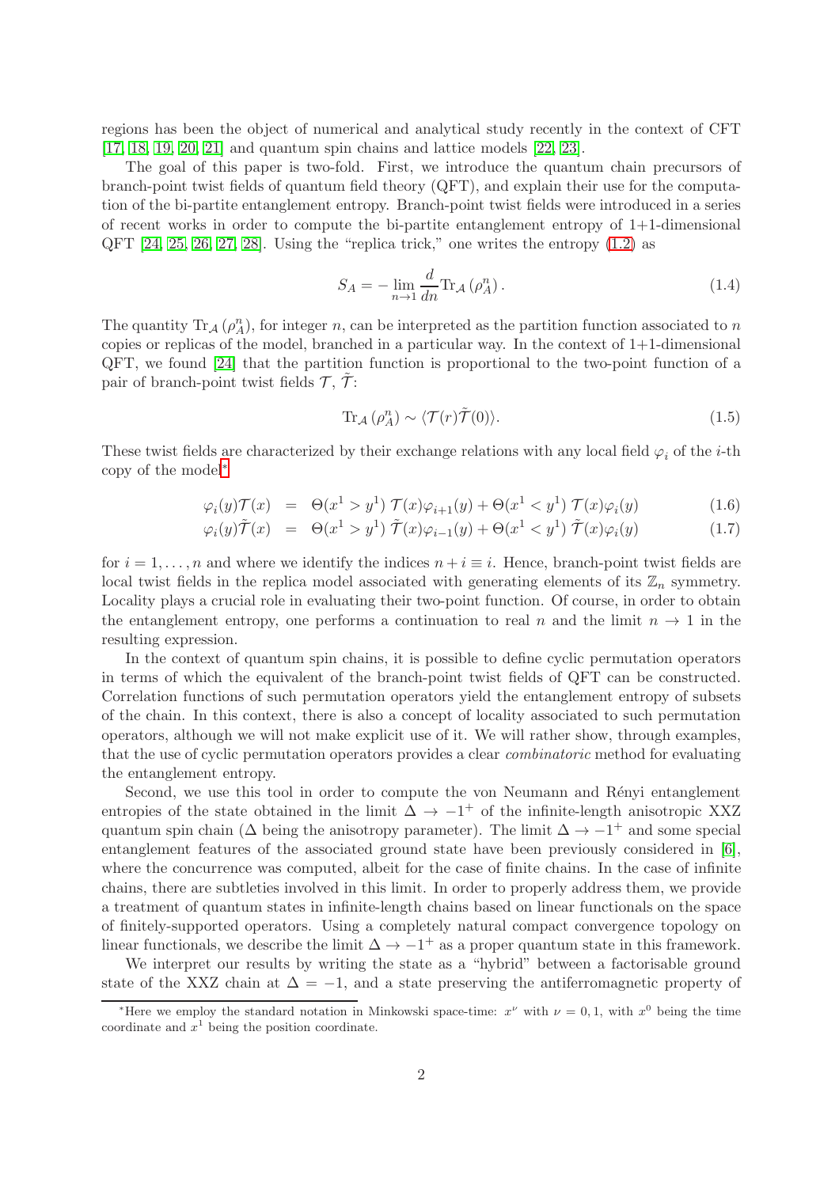regions has been the object of numerical and analytical study recently in the context of CFT [17, 18, 19, 20, 21] and quantum spin chains and lattice models [22, 23].

The goal of this paper is two-fold. First, we introduce the quantum chain precursors of branch-point twist fields of quantum field theory (QFT), and explain their use for the computation of the bi-partite entanglement entropy. Branch-point twist fields were introduced in a series of recent works in order to compute the bi-partite entanglement entropy of 1+1-dimensional QFT [24, 25, 26, 27, 28]. Using the "replica trick," one writes the entropy (1.2) as

$$S_A = -\lim_{n\to 1} \frac{d}{dn} \mathrm{Tr}_{\mathcal{A}} \left(\rho_A^n\right). \tag{1.4}$$

The quantity $\mathrm{Tr}_{\mathcal{A}} \left(\rho_A^n\right)$, for integer $n$, can be interpreted as the partition function associated to $n$ copies or replicas of the model, branched in a particular way. In the context of 1+1-dimensional QFT, we found [24] that the partition function is proportional to the two-point function of a pair of branch-point twist fields $\mathcal{T}$, $\tilde{\mathcal{T}}$:

$$\mathrm{Tr}_{\mathcal{A}} \left(\rho_A^n\right) \sim \langle \mathcal{T}(r) \tilde{\mathcal{T}}(0) \rangle. \tag{1.5}$$

These twist fields are characterized by their exchange relations with any local field $\varphi_i$ of the $i$-th copy of the model*

$$\varphi_i(y)\mathcal{T}(x) = \Theta(x^1 > y^1)\; \mathcal{T}(x)\varphi_{i+1}(y) + \Theta(x^1 < y^1)\; \mathcal{T}(x)\varphi_i(y) \tag{1.6}$$

$$\varphi_i(y)\tilde{\mathcal{T}}(x) = \Theta(x^1 > y^1)\; \tilde{\mathcal{T}}(x)\varphi_{i-1}(y) + \Theta(x^1 < y^1)\; \tilde{\mathcal{T}}(x)\varphi_i(y) \tag{1.7}$$

for $i = 1, \ldots, n$ and where we identify the indices $n + i \equiv i$. Hence, branch-point twist fields are local twist fields in the replica model associated with generating elements of its $\mathbb{Z}_n$ symmetry. Locality plays a crucial role in evaluating their two-point function. Of course, in order to obtain the entanglement entropy, one performs a continuation to real $n$ and the limit $n \to 1$ in the resulting expression.

In the context of quantum spin chains, it is possible to define cyclic permutation operators in terms of which the equivalent of the branch-point twist fields of QFT can be constructed. Correlation functions of such permutation operators yield the entanglement entropy of subsets of the chain. In this context, there is also a concept of locality associated to such permutation operators, although we will not make explicit use of it. We will rather show, through examples, that the use of cyclic permutation operators provides a clear *combinatoric* method for evaluating the entanglement entropy.

Second, we use this tool in order to compute the von Neumann and Rényi entanglement entropies of the state obtained in the limit $\Delta \to -1^+$ of the infinite-length anisotropic XXZ quantum spin chain ($\Delta$ being the anisotropy parameter). The limit $\Delta \to -1^+$ and some special entanglement features of the associated ground state have been previously considered in [6], where the concurrence was computed, albeit for the case of finite chains. In the case of infinite chains, there are subtleties involved in this limit. In order to properly address them, we provide a treatment of quantum states in infinite-length chains based on linear functionals on the space of finitely-supported operators. Using a completely natural compact convergence topology on linear functionals, we describe the limit $\Delta \to -1^+$ as a proper quantum state in this framework.

We interpret our results by writing the state as a "hybrid" between a factorisable ground state of the XXZ chain at $\Delta = -1$, and a state preserving the antiferromagnetic property of

*Here we employ the standard notation in Minkowski space-time: $x^\nu$ with $\nu = 0, 1$, with $x^0$ being the time coordinate and $x^1$ being the position coordinate.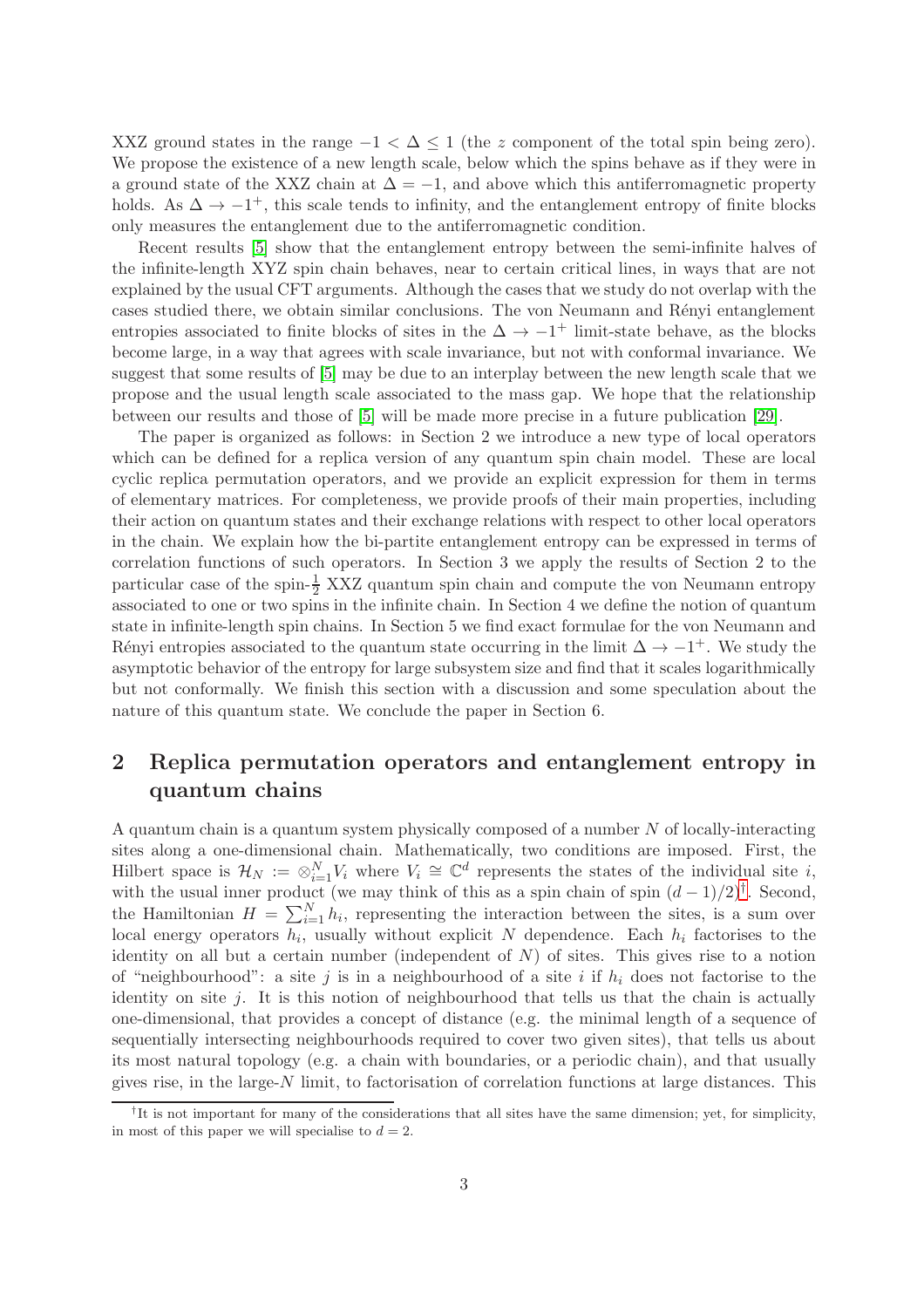XXZ ground states in the range $-1 < \Delta \leq 1$ (the $z$ component of the total spin being zero). We propose the existence of a new length scale, below which the spins behave as if they were in a ground state of the XXZ chain at $\Delta = -1$, and above which this antiferromagnetic property holds. As $\Delta \to -1^+$, this scale tends to infinity, and the entanglement entropy of finite blocks only measures the entanglement due to the antiferromagnetic condition.

Recent results [5] show that the entanglement entropy between the semi-infinite halves of the infinite-length XYZ spin chain behaves, near to certain critical lines, in ways that are not explained by the usual CFT arguments. Although the cases that we study do not overlap with the cases studied there, we obtain similar conclusions. The von Neumann and Rényi entanglement entropies associated to finite blocks of sites in the $\Delta \to -1^+$ limit-state behave, as the blocks become large, in a way that agrees with scale invariance, but not with conformal invariance. We suggest that some results of [5] may be due to an interplay between the new length scale that we propose and the usual length scale associated to the mass gap. We hope that the relationship between our results and those of [5] will be made more precise in a future publication [29].

The paper is organized as follows: in Section 2 we introduce a new type of local operators which can be defined for a replica version of any quantum spin chain model. These are local cyclic replica permutation operators, and we provide an explicit expression for them in terms of elementary matrices. For completeness, we provide proofs of their main properties, including their action on quantum states and their exchange relations with respect to other local operators in the chain. We explain how the bi-partite entanglement entropy can be expressed in terms of correlation functions of such operators. In Section 3 we apply the results of Section 2 to the particular case of the spin-$\frac{1}{2}$ XXZ quantum spin chain and compute the von Neumann entropy associated to one or two spins in the infinite chain. In Section 4 we define the notion of quantum state in infinite-length spin chains. In Section 5 we find exact formulae for the von Neumann and Rényi entropies associated to the quantum state occurring in the limit $\Delta \to -1^+$. We study the asymptotic behavior of the entropy for large subsystem size and find that it scales logarithmically but not conformally. We finish this section with a discussion and some speculation about the nature of this quantum state. We conclude the paper in Section 6.

## 2 Replica permutation operators and entanglement entropy in quantum chains

A quantum chain is a quantum system physically composed of a number $N$ of locally-interacting sites along a one-dimensional chain. Mathematically, two conditions are imposed. First, the Hilbert space is $\mathcal{H}_N := \otimes_{i=1}^N V_i$ where $V_i \cong \mathbb{C}^d$ represents the states of the individual site $i$, with the usual inner product (we may think of this as a spin chain of spin $(d-1)/2$)[†]. Second, the Hamiltonian $H = \sum_{i=1}^N h_i$, representing the interaction between the sites, is a sum over local energy operators $h_i$, usually without explicit $N$ dependence. Each $h_i$ factorises to the identity on all but a certain number (independent of $N$) of sites. This gives rise to a notion of "neighbourhood": a site $j$ is in a neighbourhood of a site $i$ if $h_i$ does not factorise to the identity on site $j$. It is this notion of neighbourhood that tells us that the chain is actually one-dimensional, that provides a concept of distance (e.g. the minimal length of a sequence of sequentially intersecting neighbourhoods required to cover two given sites), that tells us about its most natural topology (e.g. a chain with boundaries, or a periodic chain), and that usually gives rise, in the large-$N$ limit, to factorisation of correlation functions at large distances. This

[†]It is not important for many of the considerations that all sites have the same dimension; yet, for simplicity, in most of this paper we will specialise to $d = 2$.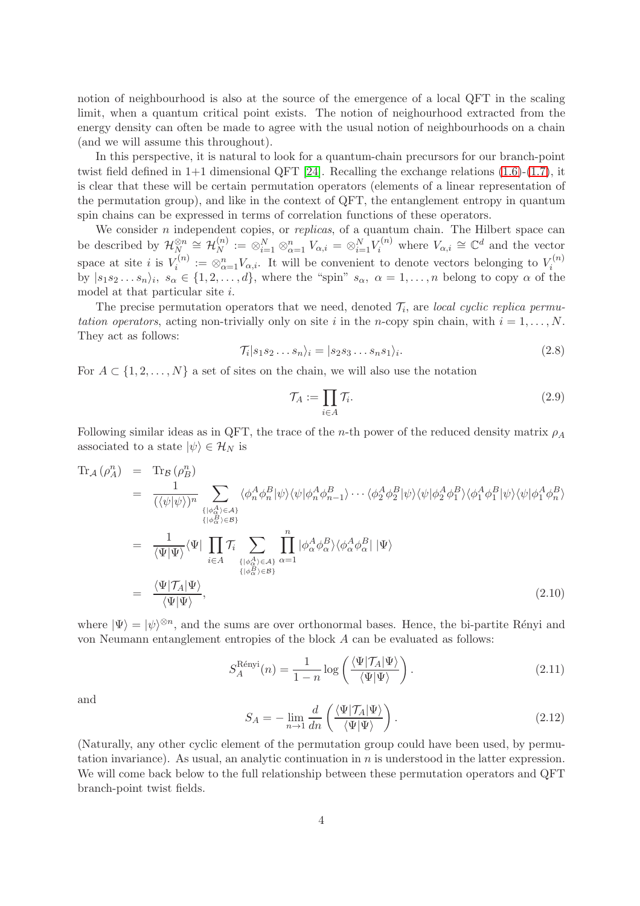notion of neighbourhood is also at the source of the emergence of a local QFT in the scaling limit, when a quantum critical point exists. The notion of neighourhood extracted from the energy density can often be made to agree with the usual notion of neighbourhoods on a chain (and we will assume this throughout).

In this perspective, it is natural to look for a quantum-chain precursors for our branch-point twist field defined in 1+1 dimensional QFT [24]. Recalling the exchange relations (1.6)-(1.7), it is clear that these will be certain permutation operators (elements of a linear representation of the permutation group), and like in the context of QFT, the entanglement entropy in quantum spin chains can be expressed in terms of correlation functions of these operators.

We consider $n$ independent copies, or *replicas*, of a quantum chain. The Hilbert space can be described by $\mathcal{H}_N^{\otimes n} \cong \mathcal{H}_N^{(n)} := \otimes_{i=1}^N \otimes_{\alpha=1}^n V_{\alpha,i} = \otimes_{i=1}^N V_i^{(n)}$ where $V_{\alpha,i} \cong \mathbb{C}^d$ and the vector space at site $i$ is $V_i^{(n)} := \otimes_{\alpha=1}^n V_{\alpha,i}$. It will be convenient to denote vectors belonging to $V_i^{(n)}$ by $|s_1 s_2 \ldots s_n\rangle_i$, $s_\alpha \in \{1, 2, \ldots, d\}$, where the "spin" $s_\alpha$, $\alpha = 1, \ldots, n$ belong to copy $\alpha$ of the model at that particular site $i$.

The precise permutation operators that we need, denoted $\mathcal{T}_i$, are *local cyclic replica permutation operators*, acting non-trivially only on site $i$ in the $n$-copy spin chain, with $i = 1, \ldots, N$. They act as follows:

$$\mathcal{T}_i |s_1 s_2 \ldots s_n\rangle_i = |s_2 s_3 \ldots s_n s_1\rangle_i. \tag{2.8}$$

For $A \subset \{1, 2, \ldots, N\}$ a set of sites on the chain, we will also use the notation

$$\mathcal{T}_A := \prod_{i \in A} \mathcal{T}_i. \tag{2.9}$$

Following similar ideas as in QFT, the trace of the $n$-th power of the reduced density matrix $\rho_A$ associated to a state $|\psi\rangle \in \mathcal{H}_N$ is

$$\begin{aligned}
\mathrm{Tr}_{\mathcal{A}}\left(\rho_A^n\right) &= \mathrm{Tr}_{\mathcal{B}}\left(\rho_B^n\right) \\
&= \frac{1}{(\langle\psi|\psi\rangle)^n} \sum_{\substack{\{|\phi_\alpha^A\rangle \in \mathcal{A}\} \\ \{|\phi_\alpha^B\rangle \in \mathcal{B}\}}} \langle\phi_n^A \phi_n^B|\psi\rangle\langle\psi|\phi_n^A \phi_{n-1}^B\rangle \cdots \langle\phi_2^A \phi_2^B|\psi\rangle\langle\psi|\phi_2^A \phi_1^B\rangle\langle\phi_1^A \phi_1^B|\psi\rangle\langle\psi|\phi_1^A \phi_n^B\rangle \\
&= \frac{1}{\langle\Psi|\Psi\rangle}\langle\Psi| \prod_{i \in A} \mathcal{T}_i \sum_{\substack{\{|\phi_\alpha^A\rangle \in \mathcal{A}\} \\ \{|\phi_\alpha^B\rangle \in \mathcal{B}\}}} \prod_{\alpha=1}^n |\phi_\alpha^A \phi_\alpha^B\rangle\langle\phi_\alpha^A \phi_\alpha^B| \, |\Psi\rangle \\
&= \frac{\langle\Psi|\mathcal{T}_A|\Psi\rangle}{\langle\Psi|\Psi\rangle},
\end{aligned} \tag{2.10}$$

where $|\Psi\rangle = |\psi\rangle^{\otimes n}$, and the sums are over orthonormal bases. Hence, the bi-partite Rényi and von Neumann entanglement entropies of the block $A$ can be evaluated as follows:

$$S_A^{\text{Rényi}}(n) = \frac{1}{1-n} \log\left(\frac{\langle\Psi|\mathcal{T}_A|\Psi\rangle}{\langle\Psi|\Psi\rangle}\right). \tag{2.11}$$

and

$$S_A = -\lim_{n \to 1} \frac{d}{dn}\left(\frac{\langle\Psi|\mathcal{T}_A|\Psi\rangle}{\langle\Psi|\Psi\rangle}\right). \tag{2.12}$$

(Naturally, any other cyclic element of the permutation group could have been used, by permutation invariance). As usual, an analytic continuation in $n$ is understood in the latter expression. We will come back below to the full relationship between these permutation operators and QFT branch-point twist fields.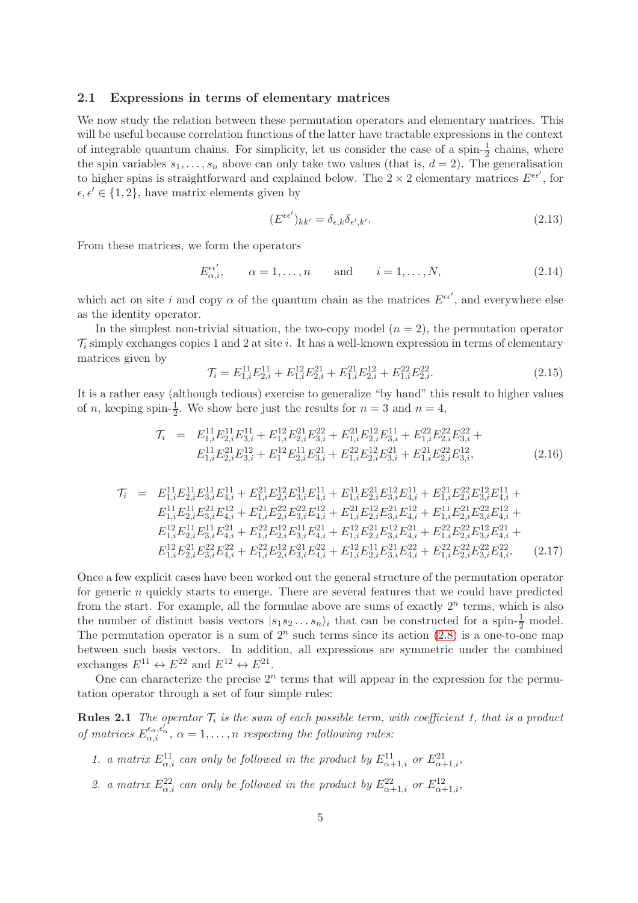### 2.1 Expressions in terms of elementary matrices

We now study the relation between these permutation operators and elementary matrices. This will be useful because correlation functions of the latter have tractable expressions in the context of integrable quantum chains. For simplicity, let us consider the case of a spin-$\frac{1}{2}$ chains, where the spin variables $s_1, \ldots, s_n$ above can only take two values (that is, $d = 2$). The generalisation to higher spins is straightforward and explained below. The $2 \times 2$ elementary matrices $E^{\epsilon\epsilon'}$, for $\epsilon, \epsilon' \in \{1, 2\}$, have matrix elements given by

$$(E^{\epsilon\epsilon'})_{kk'} = \delta_{\epsilon,k}\delta_{\epsilon',k'}. \tag{2.13}$$

From these matrices, we form the operators

$$E^{\epsilon\epsilon'}_{\alpha,i}, \qquad \alpha = 1, \ldots, n \qquad \text{and} \qquad i = 1, \ldots, N, \tag{2.14}$$

which act on site $i$ and copy $\alpha$ of the quantum chain as the matrices $E^{\epsilon\epsilon'}$, and everywhere else as the identity operator.

In the simplest non-trivial situation, the two-copy model ($n = 2$), the permutation operator $\mathcal{T}_i$ simply exchanges copies 1 and 2 at site $i$. It has a well-known expression in terms of elementary matrices given by

$$\mathcal{T}_i = E^{11}_{1,i}E^{11}_{2,i} + E^{12}_{1,i}E^{21}_{2,i} + E^{21}_{1,i}E^{12}_{2,i} + E^{22}_{1,i}E^{22}_{2,i}. \tag{2.15}$$

It is a rather easy (although tedious) exercise to generalize "by hand" this result to higher values of $n$, keeping spin-$\frac{1}{2}$. We show here just the results for $n = 3$ and $n = 4$,

$$\begin{aligned} \mathcal{T}_i \;=\;& E^{11}_{1,i}E^{11}_{2,i}E^{11}_{3,i} + E^{12}_{1,i}E^{21}_{2,i}E^{22}_{3,i} + E^{21}_{1,i}E^{12}_{2,i}E^{11}_{3,i} + E^{22}_{1,i}E^{22}_{2,i}E^{22}_{3,i} + \\ & E^{11}_{1,i}E^{21}_{2,i}E^{12}_{3,i} + E^{12}_{1}E^{11}_{2,i}E^{21}_{3,i} + E^{22}_{1,i}E^{12}_{2,i}E^{21}_{3,i} + E^{21}_{1,i}E^{22}_{2,i}E^{12}_{3,i}, \end{aligned} \tag{2.16}$$

$$\begin{aligned} \mathcal{T}_i \;=\;& E^{11}_{1,i}E^{11}_{2,i}E^{11}_{3,i}E^{11}_{4,i} + E^{21}_{1,i}E^{12}_{2,i}E^{11}_{3,i}E^{11}_{4,i} + E^{11}_{1,i}E^{21}_{2,i}E^{12}_{3,i}E^{11}_{4,i} + E^{21}_{1,i}E^{22}_{2,i}E^{12}_{3,i}E^{11}_{4,i} + \\ & E^{11}_{1,i}E^{11}_{2,i}E^{21}_{3,i}E^{12}_{4,i} + E^{21}_{1,i}E^{22}_{2,i}E^{22}_{3,i}E^{12}_{4,i} + E^{21}_{1,i}E^{12}_{2,i}E^{21}_{3,i}E^{12}_{4,i} + E^{11}_{1,i}E^{21}_{2,i}E^{22}_{3,i}E^{12}_{4,i} + \\ & E^{12}_{1,i}E^{11}_{2,i}E^{11}_{3,i}E^{21}_{4,i} + E^{22}_{1,i}E^{12}_{2,i}E^{11}_{3,i}E^{21}_{4,i} + E^{12}_{1,i}E^{21}_{2,i}E^{12}_{3,i}E^{21}_{4,i} + E^{22}_{1,i}E^{22}_{2,i}E^{12}_{3,i}E^{21}_{4,i} + \\ & E^{12}_{1,i}E^{21}_{2,i}E^{22}_{3,i}E^{22}_{4,i} + E^{22}_{1,i}E^{12}_{2,i}E^{21}_{3,i}E^{22}_{4,i} + E^{12}_{1,i}E^{11}_{2,i}E^{21}_{3,i}E^{22}_{4,i} + E^{22}_{1,i}E^{22}_{2,i}E^{22}_{3,i}E^{22}_{4,i}. \end{aligned} \tag{2.17}$$

Once a few explicit cases have been worked out the general structure of the permutation operator for generic $n$ quickly starts to emerge. There are several features that we could have predicted from the start. For example, all the formulae above are sums of exactly $2^n$ terms, which is also the number of distinct basis vectors $|s_1 s_2 \ldots s_n\rangle_i$ that can be constructed for a spin-$\frac{1}{2}$ model. The permutation operator is a sum of $2^n$ such terms since its action (2.8) is a one-to-one map between such basis vectors. In addition, all expressions are symmetric under the combined exchanges $E^{11} \leftrightarrow E^{22}$ and $E^{12} \leftrightarrow E^{21}$.

One can characterize the precise $2^n$ terms that will appear in the expression for the permutation operator through a set of four simple rules:

**Rules 2.1** *The operator $\mathcal{T}_i$ is the sum of each possible term, with coefficient 1, that is a product of matrices $E^{\epsilon_\alpha,\epsilon'_\alpha}_{\alpha,i}$, $\alpha = 1, \ldots, n$ respecting the following rules:*

1. *a matrix $E^{11}_{\alpha,i}$ can only be followed in the product by $E^{11}_{\alpha+1,i}$ or $E^{21}_{\alpha+1,i}$,*
2. *a matrix $E^{22}_{\alpha,i}$ can only be followed in the product by $E^{22}_{\alpha+1,i}$ or $E^{12}_{\alpha+1,i}$,*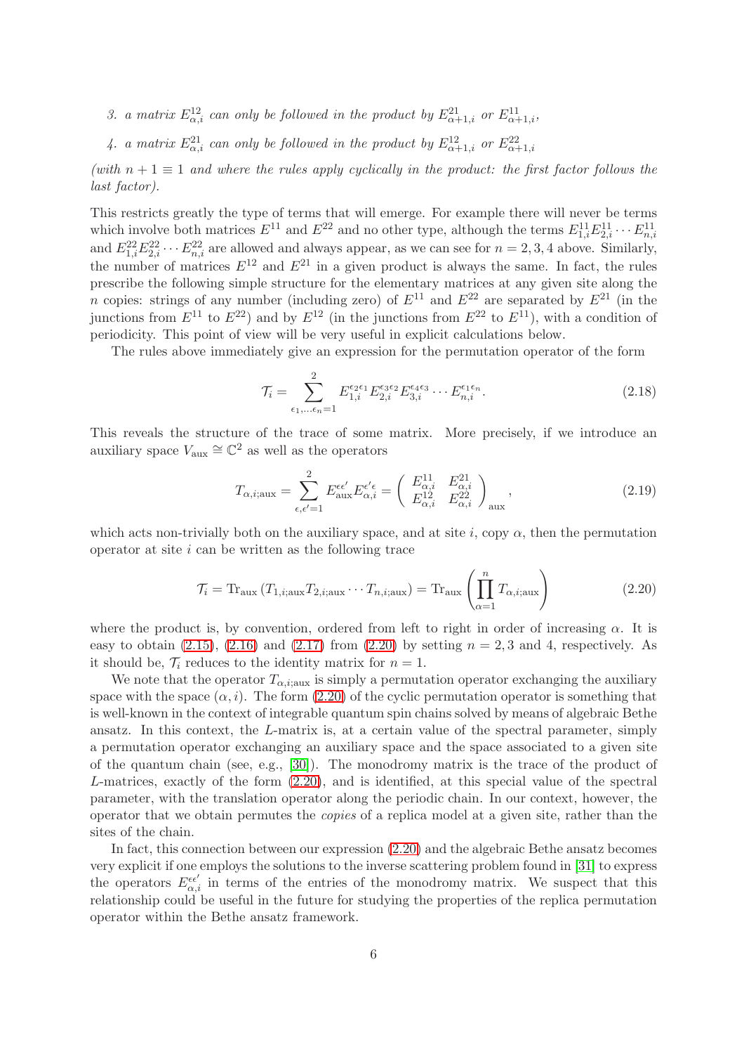3. *a matrix $E^{12}_{\alpha,i}$ can only be followed in the product by $E^{21}_{\alpha+1,i}$ or $E^{11}_{\alpha+1,i}$,*
4. *a matrix $E^{21}_{\alpha,i}$ can only be followed in the product by $E^{12}_{\alpha+1,i}$ or $E^{22}_{\alpha+1,i}$*

*(with $n+1 \equiv 1$ and where the rules apply cyclically in the product: the first factor follows the last factor).*

This restricts greatly the type of terms that will emerge. For example there will never be terms which involve both matrices $E^{11}$ and $E^{22}$ and no other type, although the terms $E^{11}_{1,i}E^{11}_{2,i}\cdots E^{11}_{n,i}$ and $E^{22}_{1,i}E^{22}_{2,i}\cdots E^{22}_{n,i}$ are allowed and always appear, as we can see for $n = 2, 3, 4$ above. Similarly, the number of matrices $E^{12}$ and $E^{21}$ in a given product is always the same. In fact, the rules prescribe the following simple structure for the elementary matrices at any given site along the $n$ copies: strings of any number (including zero) of $E^{11}$ and $E^{22}$ are separated by $E^{21}$ (in the junctions from $E^{11}$ to $E^{22}$) and by $E^{12}$ (in the junctions from $E^{22}$ to $E^{11}$), with a condition of periodicity. This point of view will be very useful in explicit calculations below.

The rules above immediately give an expression for the permutation operator of the form

$$\mathcal{T}_i = \sum_{\epsilon_1,\ldots\epsilon_n=1}^{2} E^{\epsilon_2\epsilon_1}_{1,i}E^{\epsilon_3\epsilon_2}_{2,i}E^{\epsilon_4\epsilon_3}_{3,i}\cdots E^{\epsilon_1\epsilon_n}_{n,i}. \tag{2.18}$$

This reveals the structure of the trace of some matrix. More precisely, if we introduce an auxiliary space $V_{\rm aux} \cong \mathbb{C}^2$ as well as the operators

$$T_{\alpha,i;{\rm aux}} = \sum_{\epsilon,\epsilon'=1}^{2} E^{\epsilon\epsilon'}_{\rm aux}E^{\epsilon'\epsilon}_{\alpha,i} = \left(\begin{array}{cc} E^{11}_{\alpha,i} & E^{21}_{\alpha,i} \\ E^{12}_{\alpha,i} & E^{22}_{\alpha,i}\end{array}\right)_{\rm aux}, \tag{2.19}$$

which acts non-trivially both on the auxiliary space, and at site $i$, copy $\alpha$, then the permutation operator at site $i$ can be written as the following trace

$$\mathcal{T}_i = {\rm Tr}_{\rm aux}\left(T_{1,i;{\rm aux}}T_{2,i;{\rm aux}}\cdots T_{n,i;{\rm aux}}\right) = {\rm Tr}_{\rm aux}\left(\prod_{\alpha=1}^{n} T_{\alpha,i;{\rm aux}}\right) \tag{2.20}$$

where the product is, by convention, ordered from left to right in order of increasing $\alpha$. It is easy to obtain (2.15), (2.16) and (2.17) from (2.20) by setting $n = 2, 3$ and 4, respectively. As it should be, $\mathcal{T}_i$ reduces to the identity matrix for $n = 1$.

We note that the operator $T_{\alpha,i;{\rm aux}}$ is simply a permutation operator exchanging the auxiliary space with the space $(\alpha, i)$. The form (2.20) of the cyclic permutation operator is something that is well-known in the context of integrable quantum spin chains solved by means of algebraic Bethe ansatz. In this context, the $L$-matrix is, at a certain value of the spectral parameter, simply a permutation operator exchanging an auxiliary space and the space associated to a given site of the quantum chain (see, e.g., [30]). The monodromy matrix is the trace of the product of $L$-matrices, exactly of the form (2.20), and is identified, at this special value of the spectral parameter, with the translation operator along the periodic chain. In our context, however, the operator that we obtain permutes the *copies* of a replica model at a given site, rather than the sites of the chain.

In fact, this connection between our expression (2.20) and the algebraic Bethe ansatz becomes very explicit if one employs the solutions to the inverse scattering problem found in [31] to express the operators $E^{\epsilon\epsilon'}_{\alpha,i}$ in terms of the entries of the monodromy matrix. We suspect that this relationship could be useful in the future for studying the properties of the replica permutation operator within the Bethe ansatz framework.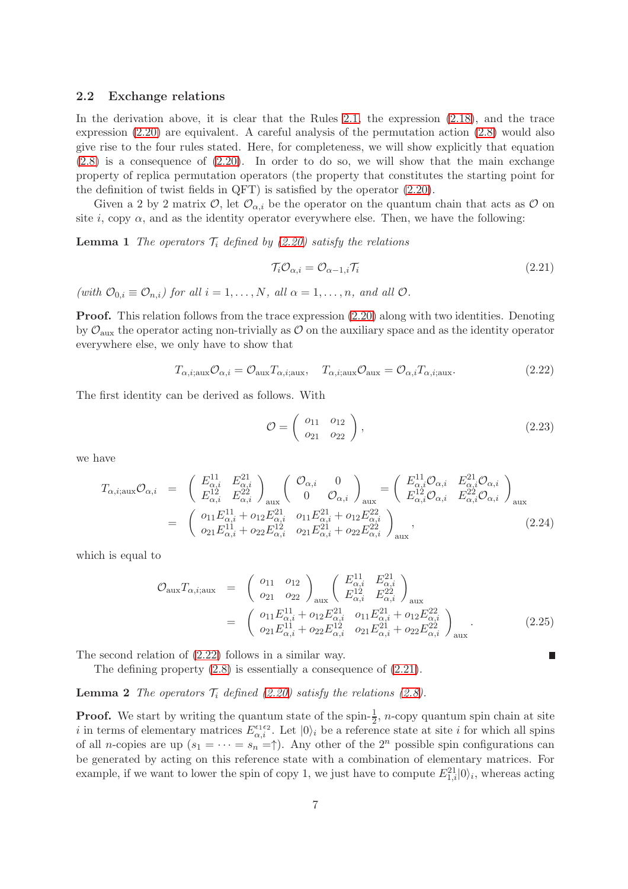### 2.2 Exchange relations

In the derivation above, it is clear that the Rules 2.1, the expression (2.18), and the trace expression (2.20) are equivalent. A careful analysis of the permutation action (2.8) would also give rise to the four rules stated. Here, for completeness, we will show explicitly that equation (2.8) is a consequence of (2.20). In order to do so, we will show that the main exchange property of replica permutation operators (the property that constitutes the starting point for the definition of twist fields in QFT) is satisfied by the operator (2.20).

Given a 2 by 2 matrix $\mathcal{O}$, let $\mathcal{O}_{\alpha,i}$ be the operator on the quantum chain that acts as $\mathcal{O}$ on site $i$, copy $\alpha$, and as the identity operator everywhere else. Then, we have the following:

**Lemma 1** *The operators $\mathcal{T}_i$ defined by (2.20) satisfy the relations*

$$\mathcal{T}_i \mathcal{O}_{\alpha,i} = \mathcal{O}_{\alpha-1,i} \mathcal{T}_i \tag{2.21}$$

*(with $\mathcal{O}_{0,i} \equiv \mathcal{O}_{n,i}$) for all $i = 1, \ldots, N$, all $\alpha = 1, \ldots, n$, and all $\mathcal{O}$.*

**Proof.** This relation follows from the trace expression (2.20) along with two identities. Denoting by $\mathcal{O}_{\rm aux}$ the operator acting non-trivially as $\mathcal{O}$ on the auxiliary space and as the identity operator everywhere else, we only have to show that

$$T_{\alpha,i;{\rm aux}} \mathcal{O}_{\alpha,i} = \mathcal{O}_{\rm aux} T_{\alpha,i;{\rm aux}}, \quad T_{\alpha,i;{\rm aux}} \mathcal{O}_{\rm aux} = \mathcal{O}_{\alpha,i} T_{\alpha,i;{\rm aux}}. \tag{2.22}$$

The first identity can be derived as follows. With

$$\mathcal{O} = \begin{pmatrix} o_{11} & o_{12} \\ o_{21} & o_{22} \end{pmatrix}, \tag{2.23}$$

we have

$$\begin{aligned} T_{\alpha,i;{\rm aux}} \mathcal{O}_{\alpha,i} &= \begin{pmatrix} E^{11}_{\alpha,i} & E^{21}_{\alpha,i} \\ E^{12}_{\alpha,i} & E^{22}_{\alpha,i} \end{pmatrix}_{\rm aux} \begin{pmatrix} \mathcal{O}_{\alpha,i} & 0 \\ 0 & \mathcal{O}_{\alpha,i} \end{pmatrix}_{\rm aux} = \begin{pmatrix} E^{11}_{\alpha,i}\mathcal{O}_{\alpha,i} & E^{21}_{\alpha,i}\mathcal{O}_{\alpha,i} \\ E^{12}_{\alpha,i}\mathcal{O}_{\alpha,i} & E^{22}_{\alpha,i}\mathcal{O}_{\alpha,i} \end{pmatrix}_{\rm aux} \\ &= \begin{pmatrix} o_{11}E^{11}_{\alpha,i} + o_{12}E^{21}_{\alpha,i} & o_{11}E^{21}_{\alpha,i} + o_{12}E^{22}_{\alpha,i} \\ o_{21}E^{11}_{\alpha,i} + o_{22}E^{12}_{\alpha,i} & o_{21}E^{21}_{\alpha,i} + o_{22}E^{22}_{\alpha,i} \end{pmatrix}_{\rm aux}, \end{aligned} \tag{2.24}$$

which is equal to

$$\begin{aligned} \mathcal{O}_{\rm aux} T_{\alpha,i;{\rm aux}} &= \begin{pmatrix} o_{11} & o_{12} \\ o_{21} & o_{22} \end{pmatrix}_{\rm aux} \begin{pmatrix} E^{11}_{\alpha,i} & E^{21}_{\alpha,i} \\ E^{12}_{\alpha,i} & E^{22}_{\alpha,i} \end{pmatrix}_{\rm aux} \\ &= \begin{pmatrix} o_{11}E^{11}_{\alpha,i} + o_{12}E^{21}_{\alpha,i} & o_{11}E^{21}_{\alpha,i} + o_{12}E^{22}_{\alpha,i} \\ o_{21}E^{11}_{\alpha,i} + o_{22}E^{12}_{\alpha,i} & o_{21}E^{21}_{\alpha,i} + o_{22}E^{22}_{\alpha,i} \end{pmatrix}_{\rm aux}. \end{aligned} \tag{2.25}$$

The second relation of (2.22) follows in a similar way. ∎

The defining property (2.8) is essentially a consequence of (2.21).

**Lemma 2** *The operators $\mathcal{T}_i$ defined (2.20) satisfy the relations (2.8).*

**Proof.** We start by writing the quantum state of the spin-$\frac{1}{2}$, $n$-copy quantum spin chain at site $i$ in terms of elementary matrices $E^{\epsilon_1\epsilon_2}_{\alpha,i}$. Let $|0\rangle_i$ be a reference state at site $i$ for which all spins of all $n$-copies are up ($s_1 = \cdots = s_n =\uparrow$). Any other of the $2^n$ possible spin configurations can be generated by acting on this reference state with a combination of elementary matrices. For example, if we want to lower the spin of copy 1, we just have to compute $E^{21}_{1,i}|0\rangle_i$, whereas acting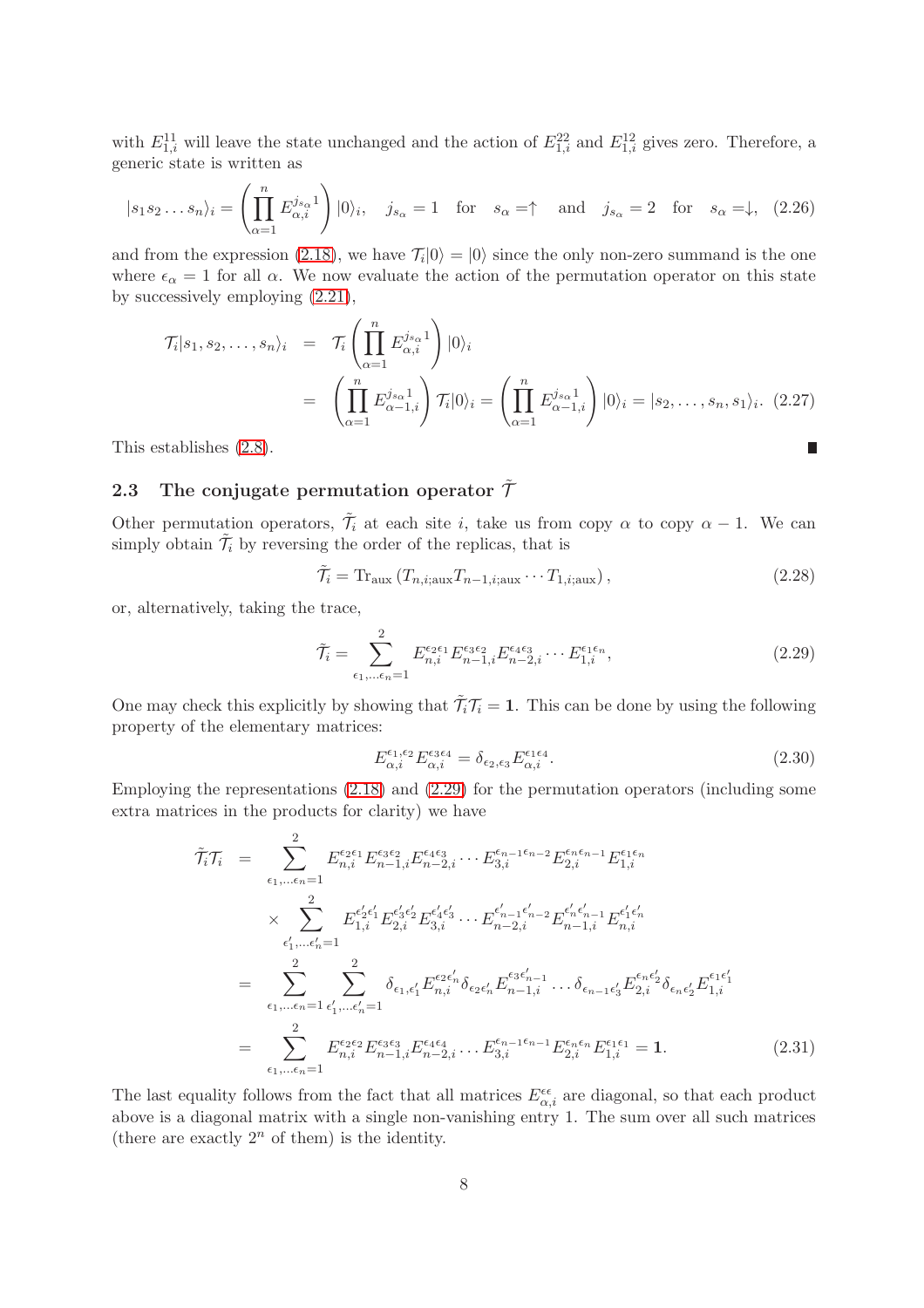with $E_{1,i}^{11}$ will leave the state unchanged and the action of $E_{1,i}^{22}$ and $E_{1,i}^{12}$ gives zero. Therefore, a generic state is written as

$$|s_1 s_2 \dots s_n\rangle_i = \left(\prod_{\alpha=1}^{n} E_{\alpha,i}^{j_{s_\alpha}1}\right)|0\rangle_i, \quad j_{s_\alpha}=1 \quad \text{for} \quad s_\alpha = \uparrow \quad \text{and} \quad j_{s_\alpha}=2 \quad \text{for} \quad s_\alpha = \downarrow, \tag{2.26}$$

and from the expression (2.18), we have $\mathcal{T}_i|0\rangle = |0\rangle$ since the only non-zero summand is the one where $\epsilon_\alpha = 1$ for all $\alpha$. We now evaluate the action of the permutation operator on this state by successively employing (2.21),

$$\begin{aligned}
\mathcal{T}_i|s_1, s_2, \dots, s_n\rangle_i &= \mathcal{T}_i\left(\prod_{\alpha=1}^{n} E_{\alpha,i}^{j_{s_\alpha}1}\right)|0\rangle_i \\
&= \left(\prod_{\alpha=1}^{n} E_{\alpha-1,i}^{j_{s_\alpha}1}\right)\mathcal{T}_i|0\rangle_i = \left(\prod_{\alpha=1}^{n} E_{\alpha-1,i}^{j_{s_\alpha}1}\right)|0\rangle_i = |s_2, \dots, s_n, s_1\rangle_i. \quad (2.27)
\end{aligned}$$

This establishes (2.8). ■

### 2.3 The conjugate permutation operator $\tilde{\mathcal{T}}$

Other permutation operators, $\tilde{\mathcal{T}}_i$ at each site $i$, take us from copy $\alpha$ to copy $\alpha-1$. We can simply obtain $\tilde{\mathcal{T}}_i$ by reversing the order of the replicas, that is

$$\tilde{\mathcal{T}}_i = \mathrm{Tr}_{\mathrm{aux}}\left(T_{n,i;\mathrm{aux}} T_{n-1,i;\mathrm{aux}} \cdots T_{1,i;\mathrm{aux}}\right), \tag{2.28}$$

or, alternatively, taking the trace,

$$\tilde{\mathcal{T}}_i = \sum_{\epsilon_1,\dots\epsilon_n=1}^{2} E_{n,i}^{\epsilon_2\epsilon_1} E_{n-1,i}^{\epsilon_3\epsilon_2} E_{n-2,i}^{\epsilon_4\epsilon_3} \cdots E_{1,i}^{\epsilon_1\epsilon_n}, \tag{2.29}$$

One may check this explicitly by showing that $\tilde{\mathcal{T}}_i\mathcal{T}_i = \mathbf{1}$. This can be done by using the following property of the elementary matrices:

$$E_{\alpha,i}^{\epsilon_1,\epsilon_2} E_{\alpha,i}^{\epsilon_3\epsilon_4} = \delta_{\epsilon_2,\epsilon_3} E_{\alpha,i}^{\epsilon_1\epsilon_4}. \tag{2.30}$$

Employing the representations (2.18) and (2.29) for the permutation operators (including some extra matrices in the products for clarity) we have

$$\begin{aligned}
\tilde{\mathcal{T}}_i\mathcal{T}_i &= \sum_{\epsilon_1,\dots\epsilon_n=1}^{2} E_{n,i}^{\epsilon_2\epsilon_1} E_{n-1,i}^{\epsilon_3\epsilon_2} E_{n-2,i}^{\epsilon_4\epsilon_3} \cdots E_{3,i}^{\epsilon_{n-1}\epsilon_{n-2}} E_{2,i}^{\epsilon_n\epsilon_{n-1}} E_{1,i}^{\epsilon_1\epsilon_n} \\
&\quad \times \sum_{\epsilon'_1,\dots\epsilon'_n=1}^{2} E_{1,i}^{\epsilon'_2\epsilon'_1} E_{2,i}^{\epsilon'_3\epsilon'_2} E_{3,i}^{\epsilon'_4\epsilon'_3} \cdots E_{n-2,i}^{\epsilon'_{n-1}\epsilon'_{n-2}} E_{n-1,i}^{\epsilon'_n\epsilon'_{n-1}} E_{n,i}^{\epsilon'_1\epsilon'_n} \\
&= \sum_{\epsilon_1,\dots\epsilon_n=1}^{2} \sum_{\epsilon'_1,\dots\epsilon'_n=1}^{2} \delta_{\epsilon_1,\epsilon'_1} E_{n,i}^{\epsilon_2\epsilon'_n} \delta_{\epsilon_2\epsilon'_n} E_{n-1,i}^{\epsilon_3\epsilon'_{n-1}} \dots \delta_{\epsilon_{n-1}\epsilon'_3} E_{2,i}^{\epsilon_n\epsilon'_2} \delta_{\epsilon_n\epsilon'_2} E_{1,i}^{\epsilon_1\epsilon'_1} \\
&= \sum_{\epsilon_1,\dots\epsilon_n=1}^{2} E_{n,i}^{\epsilon_2\epsilon_2} E_{n-1,i}^{\epsilon_3\epsilon_3} E_{n-2,i}^{\epsilon_4\epsilon_4} \dots E_{3,i}^{\epsilon_{n-1}\epsilon_{n-1}} E_{2,i}^{\epsilon_n\epsilon_n} E_{1,i}^{\epsilon_1\epsilon_1} = \mathbf{1}. \quad (2.31)
\end{aligned}$$

The last equality follows from the fact that all matrices $E_{\alpha,i}^{\epsilon\epsilon}$ are diagonal, so that each product above is a diagonal matrix with a single non-vanishing entry 1. The sum over all such matrices (there are exactly $2^n$ of them) is the identity.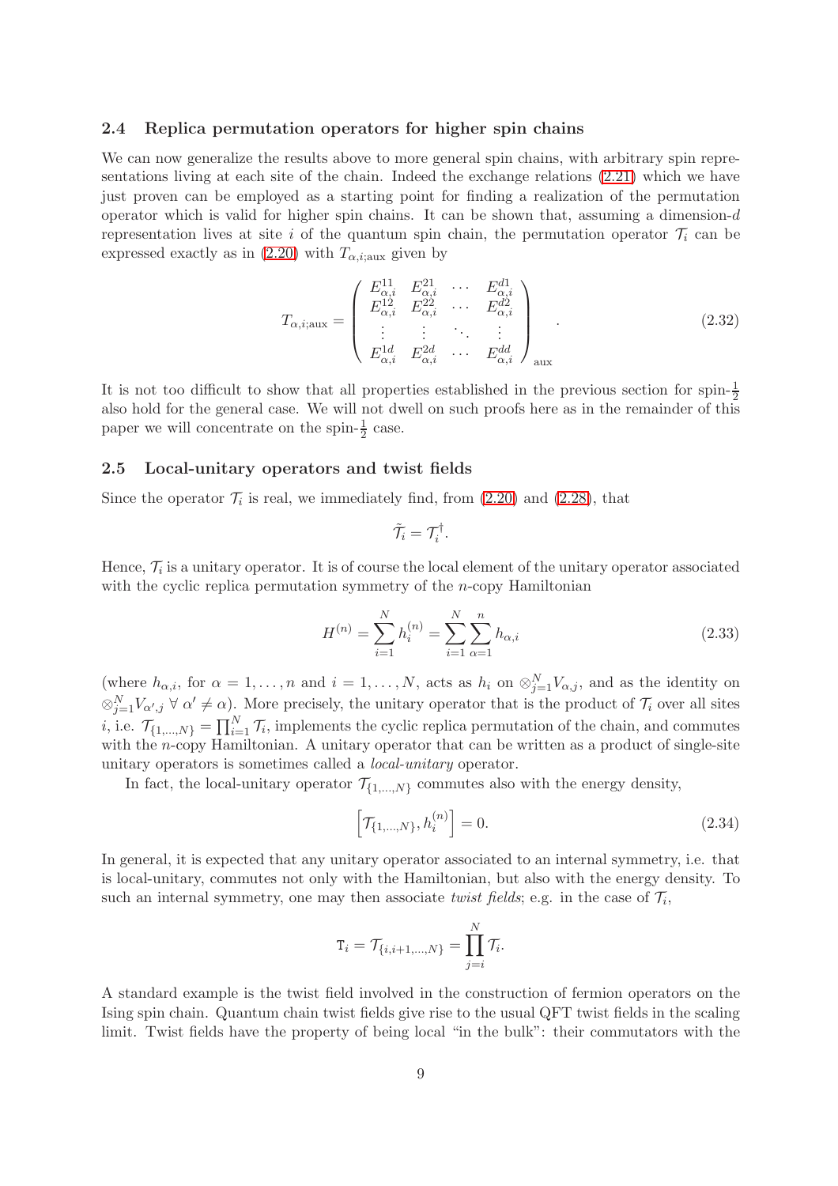### 2.4 Replica permutation operators for higher spin chains

We can now generalize the results above to more general spin chains, with arbitrary spin representations living at each site of the chain. Indeed the exchange relations (2.21) which we have just proven can be employed as a starting point for finding a realization of the permutation operator which is valid for higher spin chains. It can be shown that, assuming a dimension-$d$ representation lives at site $i$ of the quantum spin chain, the permutation operator $\mathcal{T}_i$ can be expressed exactly as in (2.20) with $T_{\alpha,i;\text{aux}}$ given by

$$
T_{\alpha,i;\text{aux}} = \begin{pmatrix} E^{11}_{\alpha,i} & E^{21}_{\alpha,i} & \cdots & E^{d1}_{\alpha,i} \\ E^{12}_{\alpha,i} & E^{22}_{\alpha,i} & \cdots & E^{d2}_{\alpha,i} \\ \vdots & \vdots & \ddots & \vdots \\ E^{1d}_{\alpha,i} & E^{2d}_{\alpha,i} & \cdots & E^{dd}_{\alpha,i} \end{pmatrix}_{\text{aux}} . \tag{2.32}
$$

It is not too difficult to show that all properties established in the previous section for spin-$\frac{1}{2}$ also hold for the general case. We will not dwell on such proofs here as in the remainder of this paper we will concentrate on the spin-$\frac{1}{2}$ case.

### 2.5 Local-unitary operators and twist fields

Since the operator $\mathcal{T}_i$ is real, we immediately find, from (2.20) and (2.28), that

$$
\tilde{\mathcal{T}}_i = \mathcal{T}_i^{\dagger}.
$$

Hence, $\mathcal{T}_i$ is a unitary operator. It is of course the local element of the unitary operator associated with the cyclic replica permutation symmetry of the $n$-copy Hamiltonian

$$
H^{(n)} = \sum_{i=1}^{N} h_i^{(n)} = \sum_{i=1}^{N} \sum_{\alpha=1}^{n} h_{\alpha,i} \tag{2.33}
$$

(where $h_{\alpha,i}$, for $\alpha = 1, \ldots, n$ and $i = 1, \ldots, N$, acts as $h_i$ on $\otimes_{j=1}^N V_{\alpha,j}$, and as the identity on $\otimes_{j=1}^N V_{\alpha',j}\ \forall\ \alpha' \neq \alpha$). More precisely, the unitary operator that is the product of $\mathcal{T}_i$ over all sites $i$, i.e. $\mathcal{T}_{\{1,\ldots,N\}} = \prod_{i=1}^N \mathcal{T}_i$, implements the cyclic replica permutation of the chain, and commutes with the $n$-copy Hamiltonian. A unitary operator that can be written as a product of single-site unitary operators is sometimes called a *local-unitary* operator.

In fact, the local-unitary operator $\mathcal{T}_{\{1,\ldots,N\}}$ commutes also with the energy density,

$$
\left[\mathcal{T}_{\{1,\ldots,N\}}, h_i^{(n)}\right] = 0. \tag{2.34}
$$

In general, it is expected that any unitary operator associated to an internal symmetry, i.e. that is local-unitary, commutes not only with the Hamiltonian, but also with the energy density. To such an internal symmetry, one may then associate *twist fields*; e.g. in the case of $\mathcal{T}_i$,

$$
\mathtt{T}_i = \mathcal{T}_{\{i,i+1,\ldots,N\}} = \prod_{j=i}^{N} \mathcal{T}_i.
$$

A standard example is the twist field involved in the construction of fermion operators on the Ising spin chain. Quantum chain twist fields give rise to the usual QFT twist fields in the scaling limit. Twist fields have the property of being local "in the bulk": their commutators with the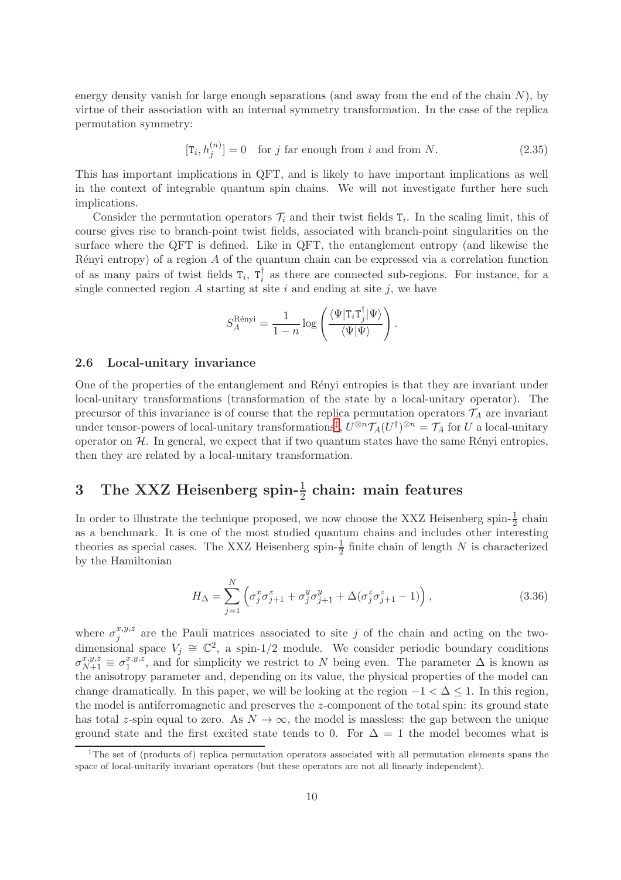energy density vanish for large enough separations (and away from the end of the chain $N$), by virtue of their association with an internal symmetry transformation. In the case of the replica permutation symmetry:

$$[\mathtt{T}_i, h_j^{(n)}] = 0 \quad \text{for } j \text{ far enough from } i \text{ and from } N. \tag{2.35}$$

This has important implications in QFT, and is likely to have important implications as well in the context of integrable quantum spin chains. We will not investigate further here such implications.

Consider the permutation operators $\mathcal{T}_i$ and their twist fields $\mathtt{T}_i$. In the scaling limit, this of course gives rise to branch-point twist fields, associated with branch-point singularities on the surface where the QFT is defined. Like in QFT, the entanglement entropy (and likewise the Rényi entropy) of a region $A$ of the quantum chain can be expressed via a correlation function of as many pairs of twist fields $\mathtt{T}_i$, $\mathtt{T}_i^\dagger$ as there are connected sub-regions. For instance, for a single connected region $A$ starting at site $i$ and ending at site $j$, we have

$$S_A^{\text{Rényi}} = \frac{1}{1-n} \log \left( \frac{\langle \Psi | \mathtt{T}_i \mathtt{T}_j^\dagger | \Psi \rangle}{\langle \Psi | \Psi \rangle} \right).$$

### 2.6 Local-unitary invariance

One of the properties of the entanglement and Rényi entropies is that they are invariant under local-unitary transformations (transformation of the state by a local-unitary operator). The precursor of this invariance is of course that the replica permutation operators $\mathcal{T}_A$ are invariant under tensor-powers of local-unitary transformations[‡], $U^{\otimes n} \mathcal{T}_A (U^\dagger)^{\otimes n} = \mathcal{T}_A$ for $U$ a local-unitary operator on $\mathcal{H}$. In general, we expect that if two quantum states have the same Rényi entropies, then they are related by a local-unitary transformation.

## 3 The XXZ Heisenberg spin-$\frac{1}{2}$ chain: main features

In order to illustrate the technique proposed, we now choose the XXZ Heisenberg spin-$\frac{1}{2}$ chain as a benchmark. It is one of the most studied quantum chains and includes other interesting theories as special cases. The XXZ Heisenberg spin-$\frac{1}{2}$ finite chain of length $N$ is characterized by the Hamiltonian

$$H_\Delta = \sum_{j=1}^{N} \left( \sigma_j^x \sigma_{j+1}^x + \sigma_j^y \sigma_{j+1}^y + \Delta(\sigma_j^z \sigma_{j+1}^z - 1) \right), \tag{3.36}$$

where $\sigma_j^{x,y,z}$ are the Pauli matrices associated to site $j$ of the chain and acting on the two-dimensional space $V_j \cong \mathbb{C}^2$, a spin-1/2 module. We consider periodic boundary conditions $\sigma_{N+1}^{x,y,z} \equiv \sigma_1^{x,y,z}$, and for simplicity we restrict to $N$ being even. The parameter $\Delta$ is known as the anisotropy parameter and, depending on its value, the physical properties of the model can change dramatically. In this paper, we will be looking at the region $-1 < \Delta \leq 1$. In this region, the model is antiferromagnetic and preserves the $z$-component of the total spin: its ground state has total $z$-spin equal to zero. As $N \to \infty$, the model is massless: the gap between the unique ground state and the first excited state tends to 0. For $\Delta = 1$ the model becomes what is

[‡] The set of (products of) replica permutation operators associated with all permutation elements spans the space of local-unitarily invariant operators (but these operators are not all linearly independent).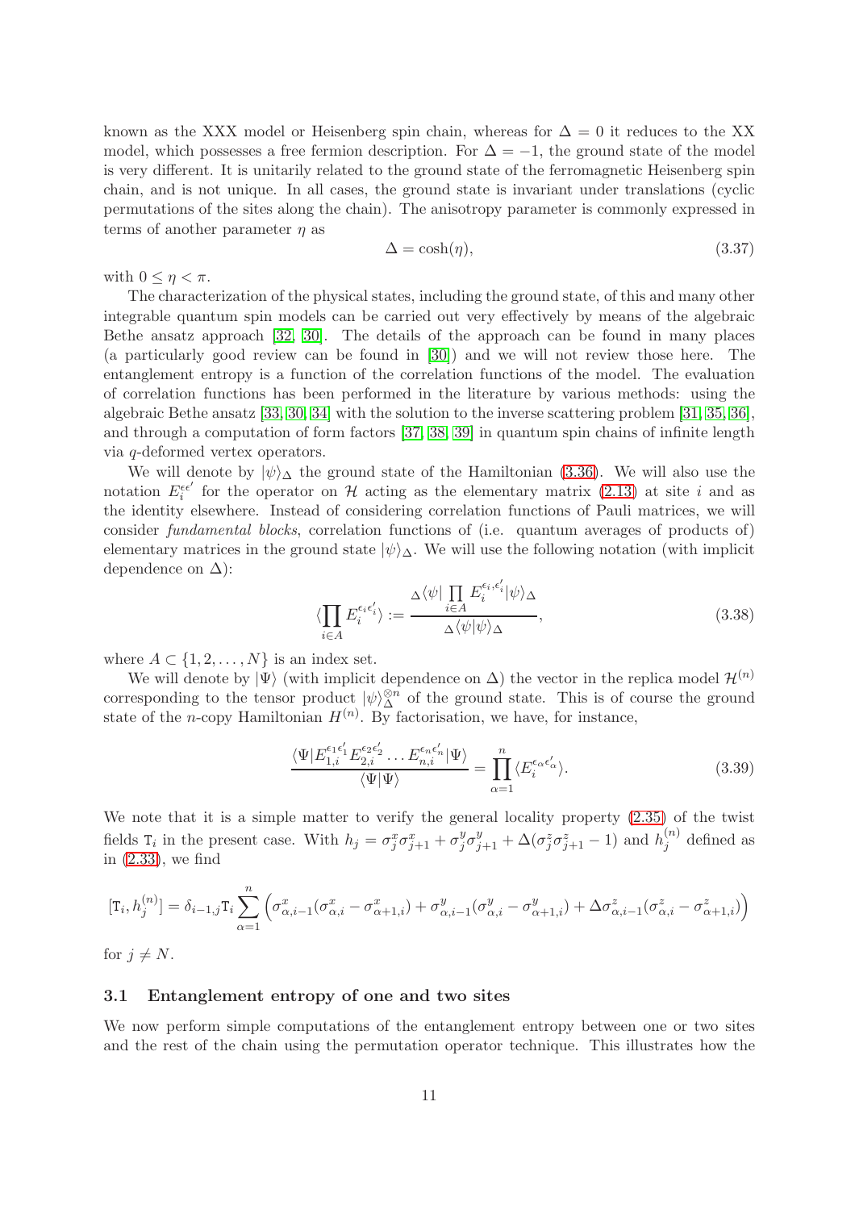known as the XXX model or Heisenberg spin chain, whereas for $\Delta = 0$ it reduces to the XX model, which possesses a free fermion description. For $\Delta = -1$, the ground state of the model is very different. It is unitarily related to the ground state of the ferromagnetic Heisenberg spin chain, and is not unique. In all cases, the ground state is invariant under translations (cyclic permutations of the sites along the chain). The anisotropy parameter is commonly expressed in terms of another parameter $\eta$ as

$$
\Delta = \cosh(\eta), \tag{3.37}
$$

with $0 \leq \eta < \pi$.

The characterization of the physical states, including the ground state, of this and many other integrable quantum spin models can be carried out very effectively by means of the algebraic Bethe ansatz approach [32, 30]. The details of the approach can be found in many places (a particularly good review can be found in [30]) and we will not review those here. The entanglement entropy is a function of the correlation functions of the model. The evaluation of correlation functions has been performed in the literature by various methods: using the algebraic Bethe ansatz [33, 30, 34] with the solution to the inverse scattering problem [31, 35, 36], and through a computation of form factors [37, 38, 39] in quantum spin chains of infinite length via $q$-deformed vertex operators.

We will denote by $|\psi\rangle_\Delta$ the ground state of the Hamiltonian (3.36). We will also use the notation $E_i^{\epsilon\epsilon'}$ for the operator on $\mathcal{H}$ acting as the elementary matrix (2.13) at site $i$ and as the identity elsewhere. Instead of considering correlation functions of Pauli matrices, we will consider *fundamental blocks*, correlation functions of (i.e. quantum averages of products of) elementary matrices in the ground state $|\psi\rangle_\Delta$. We will use the following notation (with implicit dependence on $\Delta$):

$$
\langle \prod_{i\in A} E_i^{\epsilon_i\epsilon_i'} \rangle := \frac{{}_\Delta\langle\psi| \prod_{i\in A} E_i^{\epsilon_i,\epsilon_i'} |\psi\rangle_\Delta}{{}_\Delta\langle\psi|\psi\rangle_\Delta}, \tag{3.38}
$$

where $A \subset \{1, 2, \ldots, N\}$ is an index set.

We will denote by $|\Psi\rangle$ (with implicit dependence on $\Delta$) the vector in the replica model $\mathcal{H}^{(n)}$ corresponding to the tensor product $|\psi\rangle_\Delta^{\otimes n}$ of the ground state. This is of course the ground state of the $n$-copy Hamiltonian $H^{(n)}$. By factorisation, we have, for instance,

$$
\frac{\langle\Psi| E_{1,i}^{\epsilon_1\epsilon_1'} E_{2,i}^{\epsilon_2\epsilon_2'} \ldots E_{n,i}^{\epsilon_n\epsilon_n'} |\Psi\rangle}{\langle\Psi|\Psi\rangle} = \prod_{\alpha=1}^{n} \langle E_i^{\epsilon_\alpha\epsilon_\alpha'}\rangle. \tag{3.39}
$$

We note that it is a simple matter to verify the general locality property (2.35) of the twist fields $\mathtt{T}_i$ in the present case. With $h_j = \sigma_j^x\sigma_{j+1}^x + \sigma_j^y\sigma_{j+1}^y + \Delta(\sigma_j^z\sigma_{j+1}^z - 1)$ and $h_j^{(n)}$ defined as in (2.33), we find

$$
[\mathtt{T}_i, h_j^{(n)}] = \delta_{i-1,j}\mathtt{T}_i \sum_{\alpha=1}^{n} \left( \sigma_{\alpha,i-1}^x(\sigma_{\alpha,i}^x - \sigma_{\alpha+1,i}^x) + \sigma_{\alpha,i-1}^y(\sigma_{\alpha,i}^y - \sigma_{\alpha+1,i}^y) + \Delta\sigma_{\alpha,i-1}^z(\sigma_{\alpha,i}^z - \sigma_{\alpha+1,i}^z) \right)
$$

for $j \neq N$.

## 3.1 Entanglement entropy of one and two sites

We now perform simple computations of the entanglement entropy between one or two sites and the rest of the chain using the permutation operator technique. This illustrates how the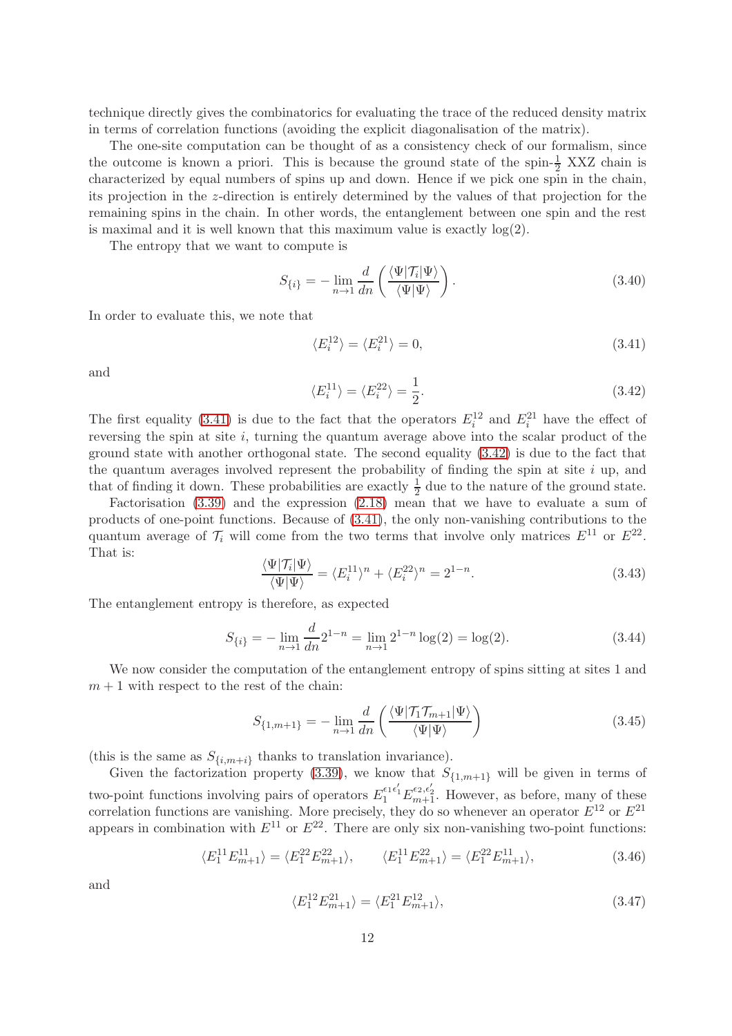technique directly gives the combinatorics for evaluating the trace of the reduced density matrix in terms of correlation functions (avoiding the explicit diagonalisation of the matrix).

The one-site computation can be thought of as a consistency check of our formalism, since the outcome is known a priori. This is because the ground state of the spin-$\frac{1}{2}$ XXZ chain is characterized by equal numbers of spins up and down. Hence if we pick one spin in the chain, its projection in the $z$-direction is entirely determined by the values of that projection for the remaining spins in the chain. In other words, the entanglement between one spin and the rest is maximal and it is well known that this maximum value is exactly $\log(2)$.

The entropy that we want to compute is

$$S_{\{i\}} = -\lim_{n\to 1} \frac{d}{dn}\left(\frac{\langle\Psi|\mathcal{T}_i|\Psi\rangle}{\langle\Psi|\Psi\rangle}\right). \tag{3.40}$$

In order to evaluate this, we note that

$$\langle E_i^{12}\rangle = \langle E_i^{21}\rangle = 0, \tag{3.41}$$

and

$$\langle E_i^{11}\rangle = \langle E_i^{22}\rangle = \frac{1}{2}. \tag{3.42}$$

The first equality (3.41) is due to the fact that the operators $E_i^{12}$ and $E_i^{21}$ have the effect of reversing the spin at site $i$, turning the quantum average above into the scalar product of the ground state with another orthogonal state. The second equality (3.42) is due to the fact that the quantum averages involved represent the probability of finding the spin at site $i$ up, and that of finding it down. These probabilities are exactly $\frac{1}{2}$ due to the nature of the ground state.

Factorisation (3.39) and the expression (2.18) mean that we have to evaluate a sum of products of one-point functions. Because of (3.41), the only non-vanishing contributions to the quantum average of $\mathcal{T}_i$ will come from the two terms that involve only matrices $E^{11}$ or $E^{22}$. That is:

$$\frac{\langle\Psi|\mathcal{T}_i|\Psi\rangle}{\langle\Psi|\Psi\rangle} = \langle E_i^{11}\rangle^n + \langle E_i^{22}\rangle^n = 2^{1-n}. \tag{3.43}$$

The entanglement entropy is therefore, as expected

$$S_{\{i\}} = -\lim_{n\to 1}\frac{d}{dn}2^{1-n} = \lim_{n\to 1} 2^{1-n}\log(2) = \log(2). \tag{3.44}$$

We now consider the computation of the entanglement entropy of spins sitting at sites 1 and $m+1$ with respect to the rest of the chain:

$$S_{\{1,m+1\}} = -\lim_{n\to 1}\frac{d}{dn}\left(\frac{\langle\Psi|\mathcal{T}_1\mathcal{T}_{m+1}|\Psi\rangle}{\langle\Psi\rangle}\right) \tag{3.45}$$

(this is the same as $S_{\{i,m+i\}}$ thanks to translation invariance).

Given the factorization property (3.39), we know that $S_{\{1,m+1\}}$ will be given in terms of two-point functions involving pairs of operators $E_1^{\epsilon_1\epsilon_1'}E_{m+1}^{\epsilon_2,\epsilon_2'}$. However, as before, many of these correlation functions are vanishing. More precisely, they do so whenever an operator $E^{12}$ or $E^{21}$ appears in combination with $E^{11}$ or $E^{22}$. There are only six non-vanishing two-point functions:

$$\langle E_1^{11}E_{m+1}^{11}\rangle = \langle E_1^{22}E_{m+1}^{22}\rangle, \qquad \langle E_1^{11}E_{m+1}^{22}\rangle = \langle E_1^{22}E_{m+1}^{11}\rangle, \tag{3.46}$$

and

$$\langle E_1^{12}E_{m+1}^{21}\rangle = \langle E_1^{21}E_{m+1}^{12}\rangle, \tag{3.47}$$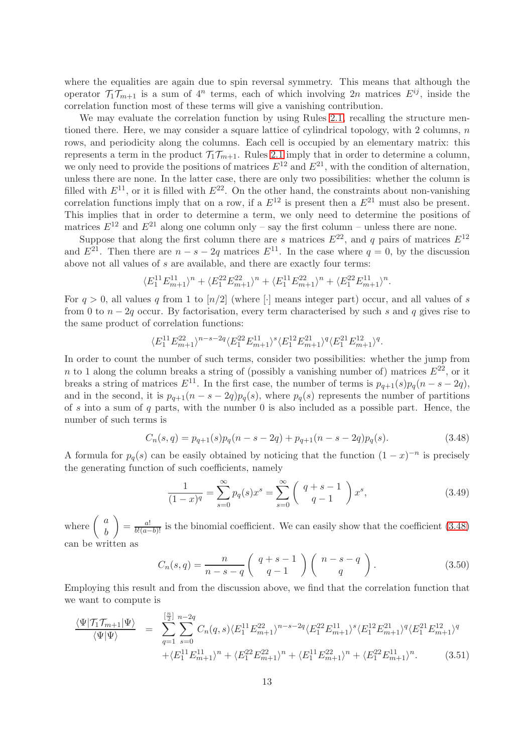where the equalities are again due to spin reversal symmetry. This means that although the operator $\mathcal{T}_1\mathcal{T}_{m+1}$ is a sum of $4^n$ terms, each of which involving $2n$ matrices $E^{ij}$, inside the correlation function most of these terms will give a vanishing contribution.

We may evaluate the correlation function by using Rules 2.1, recalling the structure mentioned there. Here, we may consider a square lattice of cylindrical topology, with 2 columns, $n$ rows, and periodicity along the columns. Each cell is occupied by an elementary matrix: this represents a term in the product $\mathcal{T}_1\mathcal{T}_{m+1}$. Rules 2.1 imply that in order to determine a column, we only need to provide the positions of matrices $E^{12}$ and $E^{21}$, with the condition of alternation, unless there are none. In the latter case, there are only two possibilities: whether the column is filled with $E^{11}$, or it is filled with $E^{22}$. On the other hand, the constraints about non-vanishing correlation functions imply that on a row, if a $E^{12}$ is present then a $E^{21}$ must also be present. This implies that in order to determine a term, we only need to determine the positions of matrices $E^{12}$ and $E^{21}$ along one column only – say the first column – unless there are none.

Suppose that along the first column there are $s$ matrices $E^{22}$, and $q$ pairs of matrices $E^{12}$ and $E^{21}$. Then there are $n-s-2q$ matrices $E^{11}$. In the case where $q=0$, by the discussion above not all values of $s$ are available, and there are exactly four terms:

$$\langle E_1^{11}E_{m+1}^{11}\rangle^n + \langle E_1^{22}E_{m+1}^{22}\rangle^n + \langle E_1^{11}E_{m+1}^{22}\rangle^n + \langle E_1^{22}E_{m+1}^{11}\rangle^n.$$

For $q>0$, all values $q$ from 1 to $[n/2]$ (where $[\cdot]$ means integer part) occur, and all values of $s$ from 0 to $n-2q$ occur. By factorisation, every term characterised by such $s$ and $q$ gives rise to the same product of correlation functions:

$$\langle E_1^{11}E_{m+1}^{22}\rangle^{n-s-2q}\langle E_1^{22}E_{m+1}^{11}\rangle^{s}\langle E_1^{12}E_{m+1}^{21}\rangle^{q}\langle E_1^{21}E_{m+1}^{12}\rangle^{q}.$$

In order to count the number of such terms, consider two possibilities: whether the jump from $n$ to 1 along the column breaks a string of (possibly a vanishing number of) matrices $E^{22}$, or it breaks a string of matrices $E^{11}$. In the first case, the number of terms is $p_{q+1}(s)p_q(n-s-2q)$, and in the second, it is $p_{q+1}(n-s-2q)p_q(s)$, where $p_q(s)$ represents the number of partitions of $s$ into a sum of $q$ parts, with the number 0 is also included as a possible part. Hence, the number of such terms is

$$C_n(s,q) = p_{q+1}(s)p_q(n-s-2q) + p_{q+1}(n-s-2q)p_q(s). \tag{3.48}$$

A formula for $p_q(s)$ can be easily obtained by noticing that the function $(1-x)^{-n}$ is precisely the generating function of such coefficients, namely

$$\frac{1}{(1-x)^q} = \sum_{s=0}^{\infty} p_q(s)x^s = \sum_{s=0}^{\infty} \begin{pmatrix} q+s-1 \\ q-1 \end{pmatrix} x^s, \tag{3.49}$$

where $\begin{pmatrix} a \\ b \end{pmatrix} = \frac{a!}{b!(a-b)!}$ is the binomial coefficient. We can easily show that the coefficient (3.48) can be written as

$$C_n(s,q) = \frac{n}{n-s-q}\begin{pmatrix} q+s-1 \\ q-1 \end{pmatrix}\begin{pmatrix} n-s-q \\ q \end{pmatrix}. \tag{3.50}$$

Employing this result and from the discussion above, we find that the correlation function that we want to compute is

$$\begin{aligned}\frac{\langle\Psi|\mathcal{T}_1\mathcal{T}_{m+1}|\Psi\rangle}{\langle\Psi|\Psi\rangle} \;=\; & \sum_{q=1}^{[\frac{n}{2}]}\sum_{s=0}^{n-2q} C_n(q,s)\langle E_1^{11}E_{m+1}^{22}\rangle^{n-s-2q}\langle E_1^{22}E_{m+1}^{11}\rangle^{s}\langle E_1^{12}E_{m+1}^{21}\rangle^{q}\langle E_1^{21}E_{m+1}^{12}\rangle^{q} \\ & +\langle E_1^{11}E_{m+1}^{11}\rangle^n + \langle E_1^{22}E_{m+1}^{22}\rangle^n + \langle E_1^{11}E_{m+1}^{22}\rangle^n + \langle E_1^{22}E_{m+1}^{11}\rangle^n. \end{aligned} \tag{3.51}$$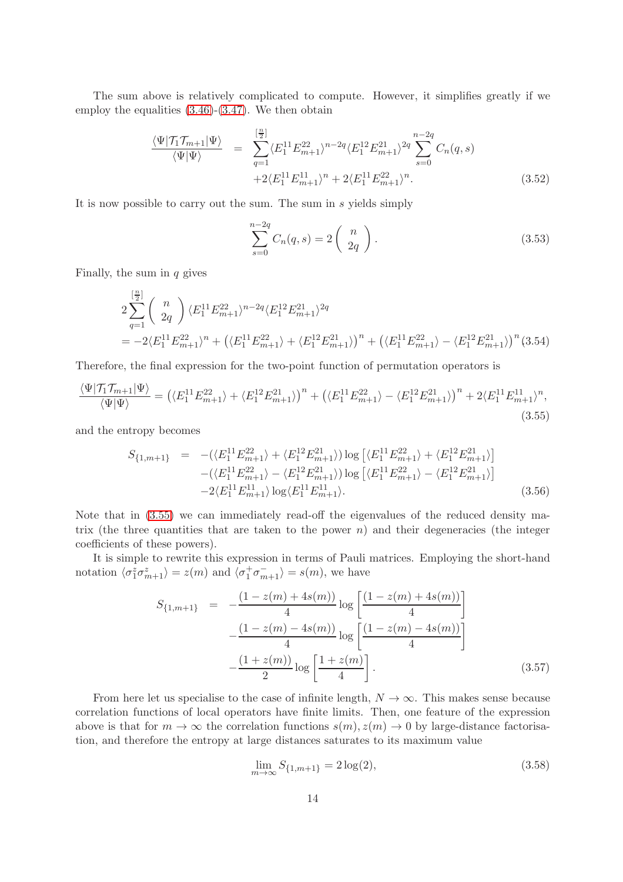The sum above is relatively complicated to compute. However, it simplifies greatly if we employ the equalities (3.46)-(3.47). We then obtain

$$\frac{\langle\Psi|\mathcal{T}_1\mathcal{T}_{m+1}|\Psi\rangle}{\langle\Psi|\Psi\rangle} = \sum_{q=1}^{[\frac{n}{2}]}\langle E_1^{11}E_{m+1}^{22}\rangle^{n-2q}\langle E_1^{12}E_{m+1}^{21}\rangle^{2q}\sum_{s=0}^{n-2q}C_n(q,s) + 2\langle E_1^{11}E_{m+1}^{11}\rangle^n + 2\langle E_1^{11}E_{m+1}^{22}\rangle^n. \tag{3.52}$$

It is now possible to carry out the sum. The sum in $s$ yields simply

$$\sum_{s=0}^{n-2q} C_n(q,s) = 2\begin{pmatrix} n \\ 2q \end{pmatrix}. \tag{3.53}$$

Finally, the sum in $q$ gives

$$2\sum_{q=1}^{[\frac{n}{2}]}\begin{pmatrix} n \\ 2q \end{pmatrix}\langle E_1^{11}E_{m+1}^{22}\rangle^{n-2q}\langle E_1^{12}E_{m+1}^{21}\rangle^{2q} = -2\langle E_1^{11}E_{m+1}^{22}\rangle^n + \left(\langle E_1^{11}E_{m+1}^{22}\rangle + \langle E_1^{12}E_{m+1}^{21}\rangle\right)^n + \left(\langle E_1^{11}E_{m+1}^{22}\rangle - \langle E_1^{12}E_{m+1}^{21}\rangle\right)^n \tag{3.54}$$

Therefore, the final expression for the two-point function of permutation operators is

$$\frac{\langle\Psi|\mathcal{T}_1\mathcal{T}_{m+1}|\Psi\rangle}{\langle\Psi|\Psi\rangle} = \left(\langle E_1^{11}E_{m+1}^{22}\rangle + \langle E_1^{12}E_{m+1}^{21}\rangle\right)^n + \left(\langle E_1^{11}E_{m+1}^{22}\rangle - \langle E_1^{12}E_{m+1}^{21}\rangle\right)^n + 2\langle E_1^{11}E_{m+1}^{11}\rangle^n, \tag{3.55}$$

and the entropy becomes

$$\begin{aligned} S_{\{1,m+1\}} = &-(\langle E_1^{11}E_{m+1}^{22}\rangle + \langle E_1^{12}E_{m+1}^{21}\rangle)\log\left[\langle E_1^{11}E_{m+1}^{22}\rangle + \langle E_1^{12}E_{m+1}^{21}\rangle\right] \\ &-(\langle E_1^{11}E_{m+1}^{22}\rangle - \langle E_1^{12}E_{m+1}^{21}\rangle)\log\left[\langle E_1^{11}E_{m+1}^{22}\rangle - \langle E_1^{12}E_{m+1}^{21}\rangle\right] \\ &-2\langle E_1^{11}E_{m+1}^{11}\rangle\log\langle E_1^{11}E_{m+1}^{11}\rangle. \end{aligned} \tag{3.56}$$

Note that in (3.55) we can immediately read-off the eigenvalues of the reduced density matrix (the three quantities that are taken to the power $n$) and their degeneracies (the integer coefficients of these powers).

It is simple to rewrite this expression in terms of Pauli matrices. Employing the short-hand notation $\langle\sigma_1^z\sigma_{m+1}^z\rangle = z(m)$ and $\langle\sigma_1^+\sigma_{m+1}^-\rangle = s(m)$, we have

$$\begin{aligned} S_{\{1,m+1\}} = &-\frac{(1-z(m)+4s(m))}{4}\log\left[\frac{(1-z(m)+4s(m))}{4}\right] \\ &-\frac{(1-z(m)-4s(m))}{4}\log\left[\frac{(1-z(m)-4s(m))}{4}\right] \\ &-\frac{(1+z(m))}{2}\log\left[\frac{1+z(m)}{4}\right]. \end{aligned} \tag{3.57}$$

From here let us specialise to the case of infinite length, $N\to\infty$. This makes sense because correlation functions of local operators have finite limits. Then, one feature of the expression above is that for $m\to\infty$ the correlation functions $s(m), z(m)\to 0$ by large-distance factorisation, and therefore the entropy at large distances saturates to its maximum value

$$\lim_{m\to\infty} S_{\{1,m+1\}} = 2\log(2), \tag{3.58}$$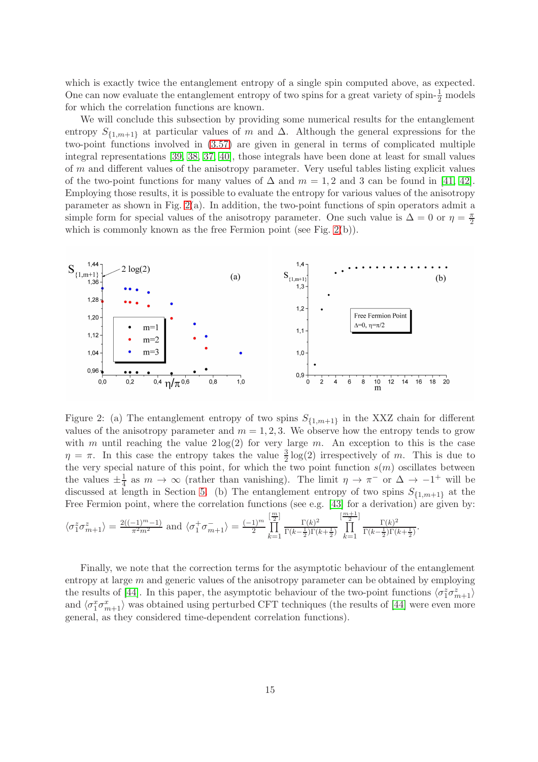which is exactly twice the entanglement entropy of a single spin computed above, as expected. One can now evaluate the entanglement entropy of two spins for a great variety of spin-$\frac{1}{2}$ models for which the correlation functions are known.

We will conclude this subsection by providing some numerical results for the entanglement entropy $S_{\{1,m+1\}}$ at particular values of $m$ and $\Delta$. Although the general expressions for the two-point functions involved in (3.57) are given in general in terms of complicated multiple integral representations [39, 38, 37, 40], those integrals have been done at least for small values of $m$ and different values of the anisotropy parameter. Very useful tables listing explicit values of the two-point functions for many values of $\Delta$ and $m = 1, 2$ and 3 can be found in [41, 42]. Employing those results, it is possible to evaluate the entropy for various values of the anisotropy parameter as shown in Fig. 2(a). In addition, the two-point functions of spin operators admit a simple form for special values of the anisotropy parameter. One such value is $\Delta = 0$ or $\eta = \frac{\pi}{2}$ which is commonly known as the free Fermion point (see Fig. 2(b)).

Figure 2: (a) The entanglement entropy of two spins $S_{\{1,m+1\}}$ in the XXZ chain for different values of the anisotropy parameter and $m = 1, 2, 3$. We observe how the entropy tends to grow with $m$ until reaching the value $2\log(2)$ for very large $m$. An exception to this is the case $\eta = \pi$. In this case the entropy takes the value $\frac{3}{2}\log(2)$ irrespectively of $m$. This is due to the very special nature of this point, for which the two point function $s(m)$ oscillates between the values $\pm\frac{1}{4}$ as $m \to \infty$ (rather than vanishing). The limit $\eta \to \pi^-$ or $\Delta \to -1^+$ will be discussed at length in Section 5. (b) The entanglement entropy of two spins $S_{\{1,m+1\}}$ at the Free Fermion point, where the correlation functions (see e.g. [43] for a derivation) are given by: $\langle \sigma_1^z \sigma_{m+1}^z \rangle = \frac{2((-1)^m - 1)}{\pi^2 m^2}$ and $\langle \sigma_1^+ \sigma_{m+1}^- \rangle = \frac{(-1)^m}{2} \prod_{k=1}^{[\frac{m}{2}]} \frac{\Gamma(k)^2}{\Gamma(k-\frac{1}{2})\Gamma(k+\frac{1}{2})} \prod_{k=1}^{[\frac{m+1}{2}]} \frac{\Gamma(k)^2}{\Gamma(k-\frac{1}{2})\Gamma(k+\frac{1}{2})}$.

Finally, we note that the correction terms for the asymptotic behaviour of the entanglement entropy at large $m$ and generic values of the anisotropy parameter can be obtained by employing the results of [44]. In this paper, the asymptotic behaviour of the two-point functions $\langle \sigma_1^z \sigma_{m+1}^z \rangle$ and $\langle \sigma_1^x \sigma_{m+1}^x \rangle$ was obtained using perturbed CFT techniques (the results of [44] were even more general, as they considered time-dependent correlation functions).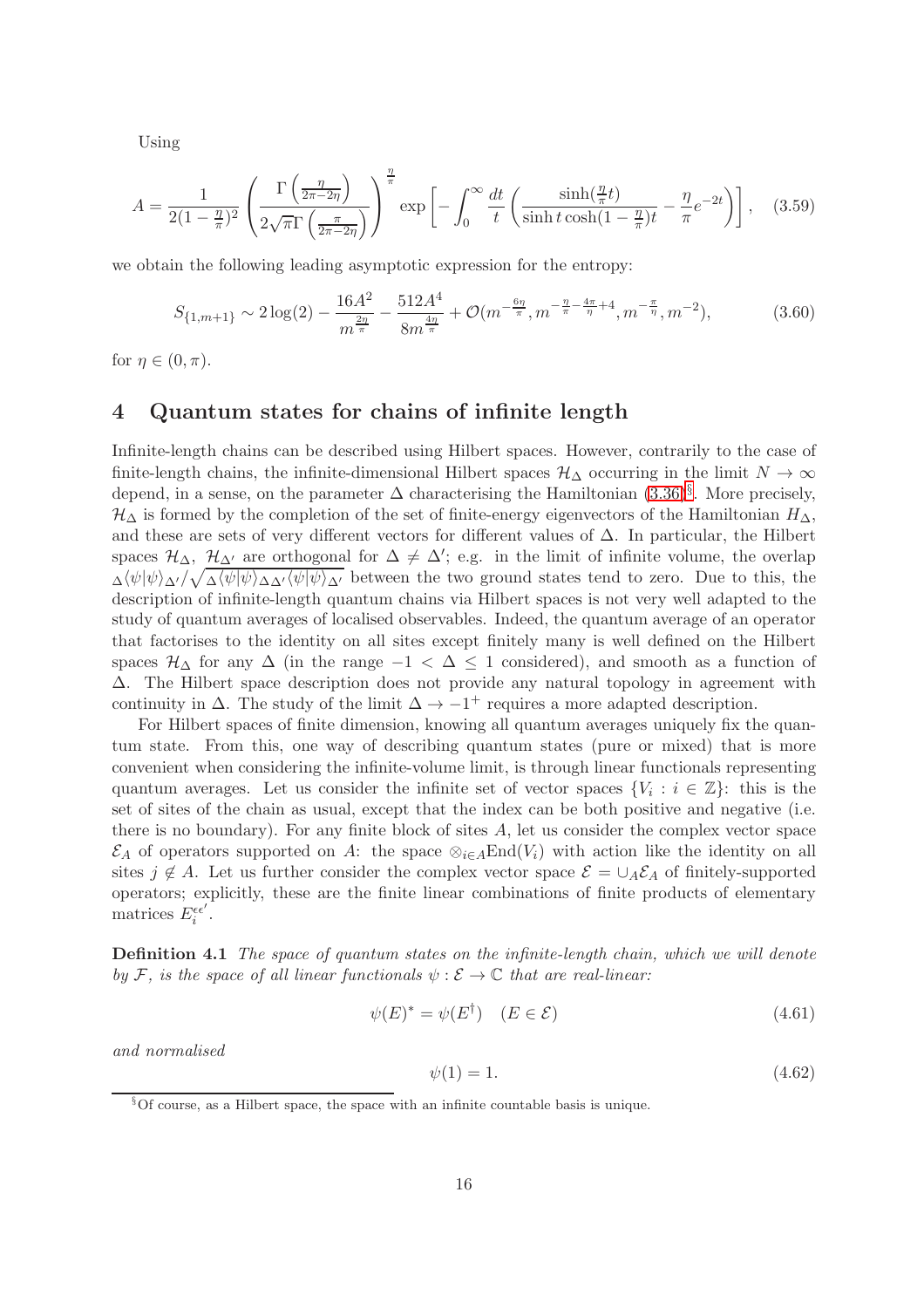Using

$$A = \frac{1}{2(1-\frac{\eta}{\pi})^2} \left( \frac{\Gamma\left(\frac{\eta}{2\pi - 2\eta}\right)}{2\sqrt{\pi}\Gamma\left(\frac{\pi}{2\pi-2\eta}\right)} \right)^{\frac{\eta}{\pi}} \exp\left[ - \int_0^\infty \frac{dt}{t} \left( \frac{\sinh(\frac{\eta}{\pi}t)}{\sinh t \cosh(1-\frac{\eta}{\pi})t} - \frac{\eta}{\pi} e^{-2t} \right) \right], \quad (3.59)$$

we obtain the following leading asymptotic expression for the entropy:

$$S_{\{1,m+1\}} \sim 2\log(2) - \frac{16A^2}{m^{\frac{2\eta}{\pi}}} - \frac{512A^4}{8m^{\frac{4\eta}{\pi}}} + \mathcal{O}(m^{-\frac{6\eta}{\pi}}, m^{-\frac{\eta}{\pi}-\frac{4\pi}{\eta}+4}, m^{-\frac{\pi}{\eta}}, m^{-2}), \quad (3.60)$$

for $\eta \in (0, \pi)$.

# 4 Quantum states for chains of infinite length

Infinite-length chains can be described using Hilbert spaces. However, contrarily to the case of finite-length chains, the infinite-dimensional Hilbert spaces $\mathcal{H}_\Delta$ occurring in the limit $N \to \infty$ depend, in a sense, on the parameter $\Delta$ characterising the Hamiltonian (3.36)[§]. More precisely, $\mathcal{H}_\Delta$ is formed by the completion of the set of finite-energy eigenvectors of the Hamiltonian $H_\Delta$, and these are sets of very different vectors for different values of $\Delta$. In particular, the Hilbert spaces $\mathcal{H}_\Delta$, $\mathcal{H}_{\Delta'}$ are orthogonal for $\Delta \neq \Delta'$; e.g. in the limit of infinite volume, the overlap ${}_\Delta\langle\psi|\psi\rangle_{\Delta'}/\sqrt{{}_\Delta\langle\psi|\psi\rangle_{\Delta\Delta'}\langle\psi|\psi\rangle_{\Delta'}}$ between the two ground states tend to zero. Due to this, the description of infinite-length quantum chains via Hilbert spaces is not very well adapted to the study of quantum averages of localised observables. Indeed, the quantum average of an operator that factorises to the identity on all sites except finitely many is well defined on the Hilbert spaces $\mathcal{H}_\Delta$ for any $\Delta$ (in the range $-1 < \Delta \leq 1$ considered), and smooth as a function of $\Delta$. The Hilbert space description does not provide any natural topology in agreement with continuity in $\Delta$. The study of the limit $\Delta \to -1^+$ requires a more adapted description.

For Hilbert spaces of finite dimension, knowing all quantum averages uniquely fix the quantum state. From this, one way of describing quantum states (pure or mixed) that is more convenient when considering the infinite-volume limit, is through linear functionals representing quantum averages. Let us consider the infinite set of vector spaces $\{V_i : i \in \mathbb{Z}\}$: this is the set of sites of the chain as usual, except that the index can be both positive and negative (i.e. there is no boundary). For any finite block of sites $A$, let us consider the complex vector space $\mathcal{E}_A$ of operators supported on $A$: the space $\otimes_{i\in A}\text{End}(V_i)$ with action like the identity on all sites $j \notin A$. Let us further consider the complex vector space $\mathcal{E} = \cup_A \mathcal{E}_A$ of finitely-supported operators; explicitly, these are the finite linear combinations of finite products of elementary matrices $E_i^{\epsilon\epsilon'}$.

**Definition 4.1** *The space of quantum states on the infinite-length chain, which we will denote by $\mathcal{F}$, is the space of all linear functionals $\psi : \mathcal{E} \to \mathbb{C}$ that are real-linear:*

$$\psi(E)^* = \psi(E^\dagger) \quad (E \in \mathcal{E}) \quad (4.61)$$

*and normalised*

$$\psi(1) = 1. \quad (4.62)$$

[§] Of course, as a Hilbert space, the space with an infinite countable basis is unique.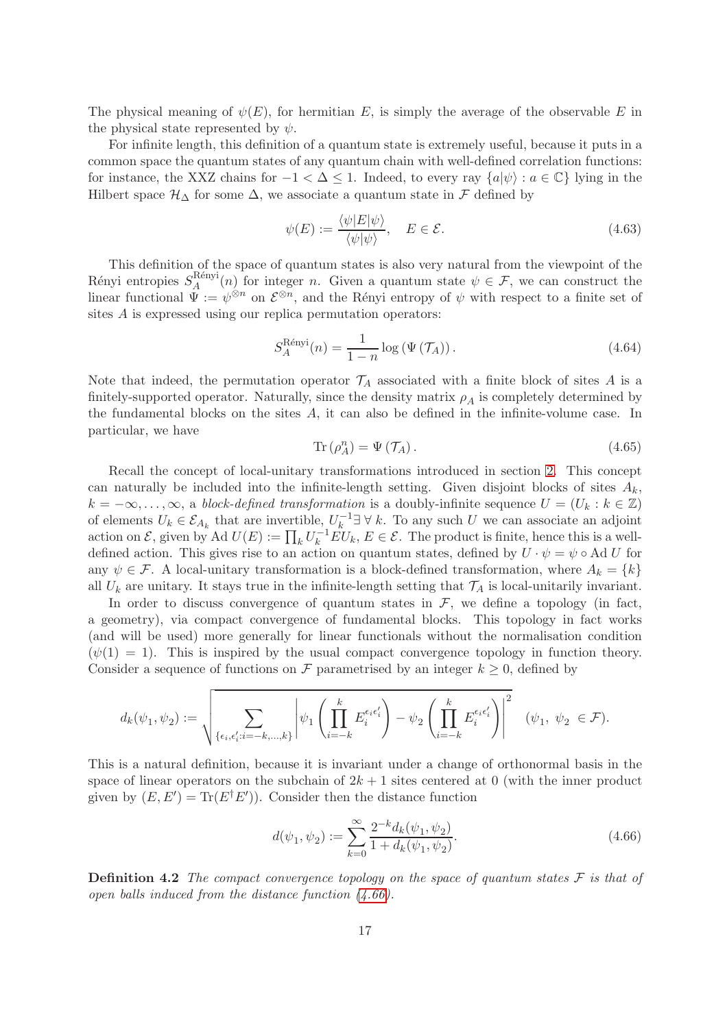The physical meaning of $\psi(E)$, for hermitian $E$, is simply the average of the observable $E$ in the physical state represented by $\psi$.

For infinite length, this definition of a quantum state is extremely useful, because it puts in a common space the quantum states of any quantum chain with well-defined correlation functions: for instance, the XXZ chains for $-1 < \Delta \leq 1$. Indeed, to every ray $\{a|\psi\rangle : a \in \mathbb{C}\}$ lying in the Hilbert space $\mathcal{H}_\Delta$ for some $\Delta$, we associate a quantum state in $\mathcal{F}$ defined by

$$\psi(E) := \frac{\langle\psi|E|\psi\rangle}{\langle\psi|\psi\rangle}, \quad E \in \mathcal{E}. \tag{4.63}$$

This definition of the space of quantum states is also very natural from the viewpoint of the Rényi entropies $S_A^{\text{Rényi}}(n)$ for integer $n$. Given a quantum state $\psi \in \mathcal{F}$, we can construct the linear functional $\Psi := \psi^{\otimes n}$ on $\mathcal{E}^{\otimes n}$, and the Rényi entropy of $\psi$ with respect to a finite set of sites $A$ is expressed using our replica permutation operators:

$$S_A^{\text{Rényi}}(n) = \frac{1}{1-n} \log\left(\Psi\left(\mathcal{T}_A\right)\right). \tag{4.64}$$

Note that indeed, the permutation operator $\mathcal{T}_A$ associated with a finite block of sites $A$ is a finitely-supported operator. Naturally, since the density matrix $\rho_A$ is completely determined by the fundamental blocks on the sites $A$, it can also be defined in the infinite-volume case. In particular, we have

$$\text{Tr}\left(\rho_A^n\right) = \Psi\left(\mathcal{T}_A\right). \tag{4.65}$$

Recall the concept of local-unitary transformations introduced in section 2. This concept can naturally be included into the infinite-length setting. Given disjoint blocks of sites $A_k$, $k = -\infty, \ldots, \infty$, a *block-defined transformation* is a doubly-infinite sequence $U = (U_k : k \in \mathbb{Z})$ of elements $U_k \in \mathcal{E}_{A_k}$ that are invertible, $U_k^{-1} \exists \; \forall\, k$. To any such $U$ we can associate an adjoint action on $\mathcal{E}$, given by $\text{Ad}\, U(E) := \prod_k U_k^{-1} E U_k$, $E \in \mathcal{E}$. The product is finite, hence this is a well-defined action. This gives rise to an action on quantum states, defined by $U \cdot \psi = \psi \circ \text{Ad}\, U$ for any $\psi \in \mathcal{F}$. A local-unitary transformation is a block-defined transformation, where $A_k = \{k\}$ all $U_k$ are unitary. It stays true in the infinite-length setting that $\mathcal{T}_A$ is local-unitarily invariant.

In order to discuss convergence of quantum states in $\mathcal{F}$, we define a topology (in fact, a geometry), via compact convergence of fundamental blocks. This topology in fact works (and will be used) more generally for linear functionals without the normalisation condition ($\psi(1) = 1$). This is inspired by the usual compact convergence topology in function theory. Consider a sequence of functions on $\mathcal{F}$ parametrised by an integer $k \geq 0$, defined by

$$d_k(\psi_1, \psi_2) := \sqrt{\sum_{\{\epsilon_i, \epsilon_i' : i = -k, \ldots, k\}} \left| \psi_1\left(\prod_{i=-k}^{k} E_i^{\epsilon_i \epsilon_i'}\right) - \psi_2\left(\prod_{i=-k}^{k} E_i^{\epsilon_i \epsilon_i'}\right)\right|^2} \quad (\psi_1,\ \psi_2\ \in \mathcal{F}).$$

This is a natural definition, because it is invariant under a change of orthonormal basis in the space of linear operators on the subchain of $2k+1$ sites centered at 0 (with the inner product given by $(E, E') = \text{Tr}(E^\dagger E')$). Consider then the distance function

$$d(\psi_1, \psi_2) := \sum_{k=0}^{\infty} \frac{2^{-k} d_k(\psi_1, \psi_2)}{1 + d_k(\psi_1, \psi_2)}. \tag{4.66}$$

**Definition 4.2** *The compact convergence topology on the space of quantum states $\mathcal{F}$ is that of open balls induced from the distance function (4.66).*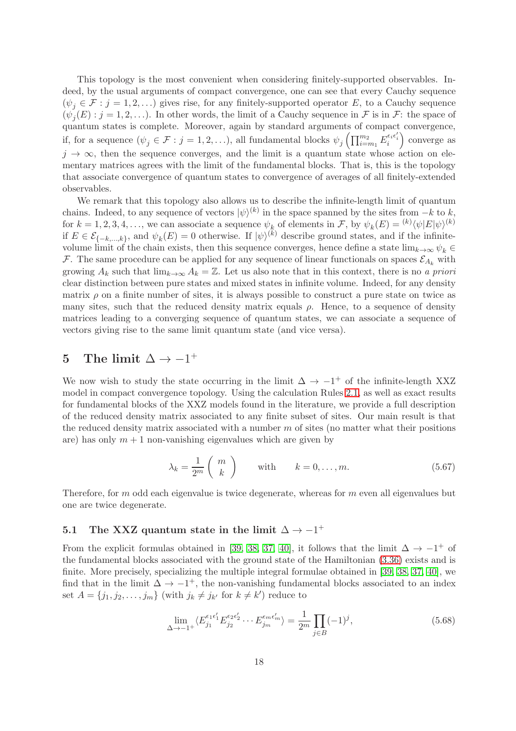This topology is the most convenient when considering finitely-supported observables. Indeed, by the usual arguments of compact convergence, one can see that every Cauchy sequence $(\psi_j \in \mathcal{F} : j = 1, 2, \ldots)$ gives rise, for any finitely-supported operator $E$, to a Cauchy sequence $(\psi_j(E) : j = 1, 2, \ldots)$. In other words, the limit of a Cauchy sequence in $\mathcal{F}$ is in $\mathcal{F}$: the space of quantum states is complete. Moreover, again by standard arguments of compact convergence, if, for a sequence $(\psi_j \in \mathcal{F} : j = 1, 2, \ldots)$, all fundamental blocks $\psi_j\left(\prod_{i=m_1}^{m_2} E_i^{\epsilon_i \epsilon'_i}\right)$ converge as $j \to \infty$, then the sequence converges, and the limit is a quantum state whose action on elementary matrices agrees with the limit of the fundamental blocks. That is, this is the topology that associate convergence of quantum states to convergence of averages of all finitely-extended observables.

We remark that this topology also allows us to describe the infinite-length limit of quantum chains. Indeed, to any sequence of vectors $|\psi\rangle^{(k)}$ in the space spanned by the sites from $-k$ to $k$, for $k = 1, 2, 3, 4, \ldots$, we can associate a sequence $\psi_k$ of elements in $\mathcal{F}$, by $\psi_k(E) = {}^{(k)}\langle\psi|E|\psi\rangle^{(k)}$ if $E \in \mathcal{E}_{\{-k,\ldots,k\}}$, and $\psi_k(E) = 0$ otherwise. If $|\psi\rangle^{(k)}$ describe ground states, and if the infinite-volume limit of the chain exists, then this sequence converges, hence define a state $\lim_{k\to\infty} \psi_k \in \mathcal{F}$. The same procedure can be applied for any sequence of linear functionals on spaces $\mathcal{E}_{A_k}$ with growing $A_k$ such that $\lim_{k\to\infty} A_k = \mathbb{Z}$. Let us also note that in this context, there is no *a priori* clear distinction between pure states and mixed states in infinite volume. Indeed, for any density matrix $\rho$ on a finite number of sites, it is always possible to construct a pure state on twice as many sites, such that the reduced density matrix equals $\rho$. Hence, to a sequence of density matrices leading to a converging sequence of quantum states, we can associate a sequence of vectors giving rise to the same limit quantum state (and vice versa).

# 5 The limit $\Delta \to -1^+$

We now wish to study the state occurring in the limit $\Delta \to -1^+$ of the infinite-length XXZ model in compact convergence topology. Using the calculation Rules 2.1, as well as exact results for fundamental blocks of the XXZ models found in the literature, we provide a full description of the reduced density matrix associated to any finite subset of sites. Our main result is that the reduced density matrix associated with a number $m$ of sites (no matter what their positions are) has only $m + 1$ non-vanishing eigenvalues which are given by

$$\lambda_k = \frac{1}{2^m} \binom{m}{k} \qquad \text{with} \qquad k = 0, \ldots, m. \tag{5.67}$$

Therefore, for $m$ odd each eigenvalue is twice degenerate, whereas for $m$ even all eigenvalues but one are twice degenerate.

## 5.1 The XXZ quantum state in the limit $\Delta \to -1^+$

From the explicit formulas obtained in [39, 38, 37, 40], it follows that the limit $\Delta \to -1^+$ of the fundamental blocks associated with the ground state of the Hamiltonian (3.36) exists and is finite. More precisely, specializing the multiple integral formulae obtained in [39, 38, 37, 40], we find that in the limit $\Delta \to -1^+$, the non-vanishing fundamental blocks associated to an index set $A = \{j_1, j_2, \ldots, j_m\}$ (with $j_k \neq j_{k'}$ for $k \neq k'$) reduce to

$$\lim_{\Delta\to-1^+} \langle E_{j_1}^{\epsilon_1\epsilon'_1} E_{j_2}^{\epsilon_2\epsilon'_2} \cdots E_{j_m}^{\epsilon_m\epsilon'_m} \rangle = \frac{1}{2^m} \prod_{j\in B} (-1)^j, \tag{5.68}$$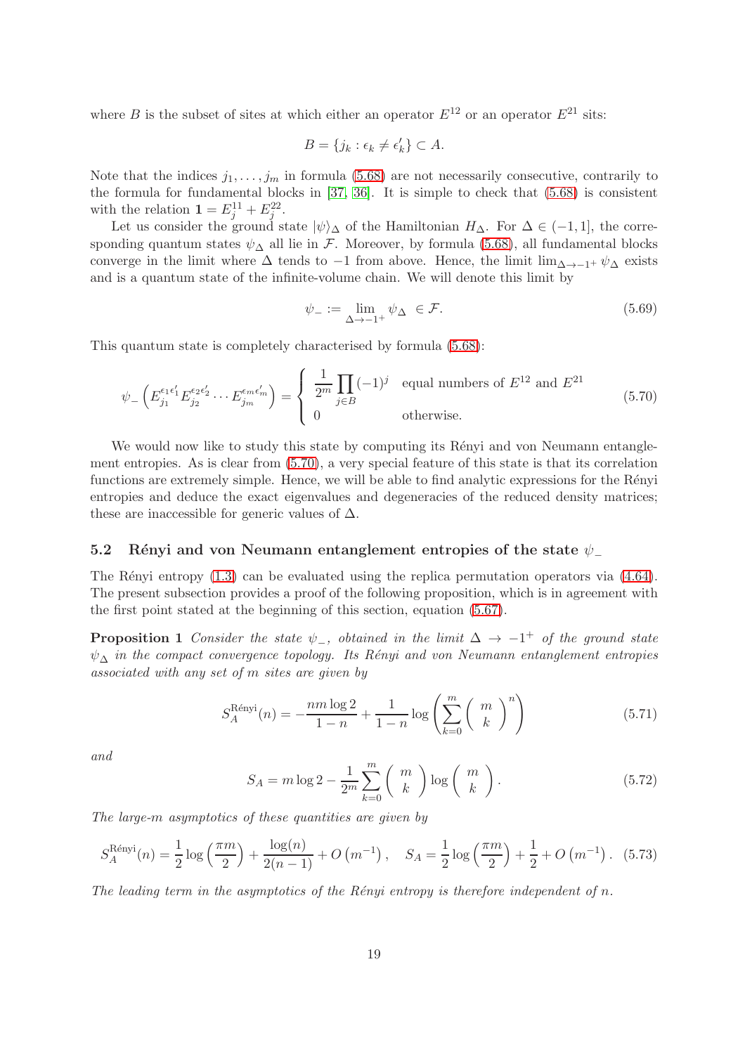where $B$ is the subset of sites at which either an operator $E^{12}$ or an operator $E^{21}$ sits:

$$B = \{j_k : \epsilon_k \neq \epsilon'_k\} \subset A.$$

Note that the indices $j_1, \ldots, j_m$ in formula (5.68) are not necessarily consecutive, contrarily to the formula for fundamental blocks in [37, 36]. It is simple to check that (5.68) is consistent with the relation $\mathbf{1} = E^{11}_j + E^{22}_j$.

Let us consider the ground state $|\psi\rangle_\Delta$ of the Hamiltonian $H_\Delta$. For $\Delta \in (-1, 1]$, the corresponding quantum states $\psi_\Delta$ all lie in $\mathcal{F}$. Moreover, by formula (5.68), all fundamental blocks converge in the limit where $\Delta$ tends to $-1$ from above. Hence, the limit $\lim_{\Delta \to -1^+} \psi_\Delta$ exists and is a quantum state of the infinite-volume chain. We will denote this limit by

$$\psi_- := \lim_{\Delta \to -1^+} \psi_\Delta \ \in \mathcal{F}. \tag{5.69}$$

This quantum state is completely characterised by formula (5.68):

$$\psi_- \left( E^{\epsilon_1 \epsilon'_1}_{j_1} E^{\epsilon_2 \epsilon'_2}_{j_2} \cdots E^{\epsilon_m \epsilon'_m}_{j_m} \right) = \begin{cases} \dfrac{1}{2^m} \displaystyle\prod_{j \in B} (-1)^j & \text{equal numbers of } E^{12} \text{ and } E^{21} \\ 0 & \text{otherwise.} \end{cases} \tag{5.70}$$

We would now like to study this state by computing its Rényi and von Neumann entanglement entropies. As is clear from (5.70), a very special feature of this state is that its correlation functions are extremely simple. Hence, we will be able to find analytic expressions for the Rényi entropies and deduce the exact eigenvalues and degeneracies of the reduced density matrices; these are inaccessible for generic values of $\Delta$.

### 5.2 Rényi and von Neumann entanglement entropies of the state $\psi_-$

The Rényi entropy (1.3) can be evaluated using the replica permutation operators via (4.64). The present subsection provides a proof of the following proposition, which is in agreement with the first point stated at the beginning of this section, equation (5.67).

**Proposition 1** *Consider the state $\psi_-$, obtained in the limit $\Delta \to -1^+$ of the ground state $\psi_\Delta$ in the compact convergence topology. Its Rényi and von Neumann entanglement entropies associated with any set of $m$ sites are given by*

$$S^{\text{Rényi}}_A(n) = -\frac{nm \log 2}{1-n} + \frac{1}{1-n} \log \left( \sum_{k=0}^{m} \binom{m}{k}^n \right) \tag{5.71}$$

*and*

$$S_A = m \log 2 - \frac{1}{2^m} \sum_{k=0}^{m} \binom{m}{k} \log \binom{m}{k}. \tag{5.72}$$

*The large-$m$ asymptotics of these quantities are given by*

$$S^{\text{Rényi}}_A(n) = \frac{1}{2} \log \left( \frac{\pi m}{2} \right) + \frac{\log(n)}{2(n-1)} + O\left(m^{-1}\right), \quad S_A = \frac{1}{2} \log \left( \frac{\pi m}{2} \right) + \frac{1}{2} + O\left(m^{-1}\right). \tag{5.73}$$

*The leading term in the asymptotics of the Rényi entropy is therefore independent of $n$.*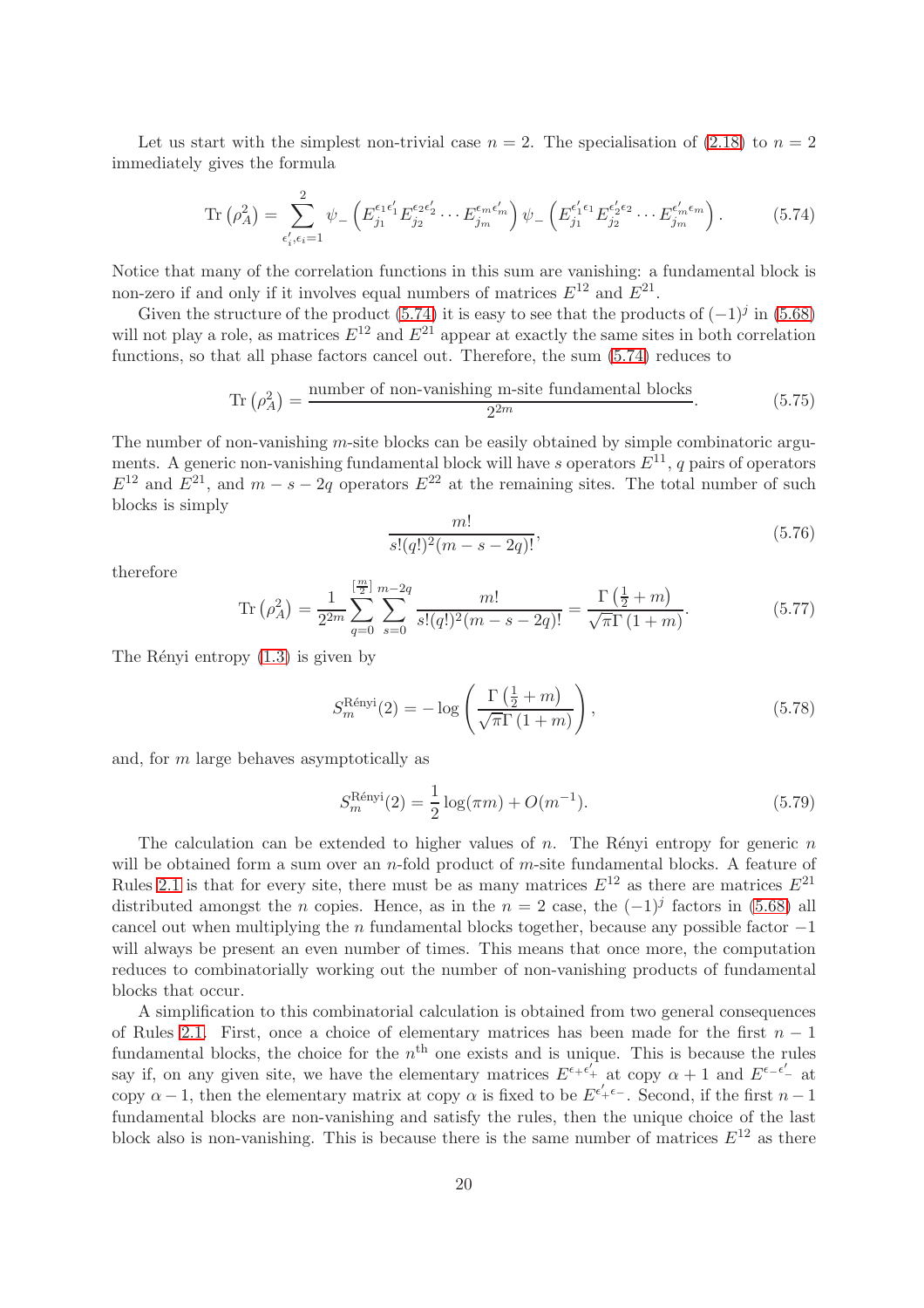Let us start with the simplest non-trivial case $n = 2$. The specialisation of (2.18) to $n = 2$ immediately gives the formula

$$\mathrm{Tr}\left(\rho_A^2\right) = \sum_{\epsilon'_i,\epsilon_i=1}^{2} \psi_-\left(E_{j_1}^{\epsilon_1\epsilon'_1} E_{j_2}^{\epsilon_2\epsilon'_2} \cdots E_{j_m}^{\epsilon_m\epsilon'_m}\right) \psi_-\left(E_{j_1}^{\epsilon'_1\epsilon_1} E_{j_2}^{\epsilon'_2\epsilon_2} \cdots E_{j_m}^{\epsilon'_m\epsilon_m}\right). \tag{5.74}$$

Notice that many of the correlation functions in this sum are vanishing: a fundamental block is non-zero if and only if it involves equal numbers of matrices $E^{12}$ and $E^{21}$.

Given the structure of the product (5.74) it is easy to see that the products of $(-1)^j$ in (5.68) will not play a role, as matrices $E^{12}$ and $E^{21}$ appear at exactly the same sites in both correlation functions, so that all phase factors cancel out. Therefore, the sum (5.74) reduces to

$$\mathrm{Tr}\left(\rho_A^2\right) = \frac{\text{number of non-vanishing m-site fundamental blocks}}{2^{2m}}. \tag{5.75}$$

The number of non-vanishing $m$-site blocks can be easily obtained by simple combinatoric arguments. A generic non-vanishing fundamental block will have $s$ operators $E^{11}$, $q$ pairs of operators $E^{12}$ and $E^{21}$, and $m - s - 2q$ operators $E^{22}$ at the remaining sites. The total number of such blocks is simply

$$\frac{m!}{s!(q!)^2(m-s-2q)!}, \tag{5.76}$$

therefore

$$\mathrm{Tr}\left(\rho_A^2\right) = \frac{1}{2^{2m}} \sum_{q=0}^{\left[\frac{m}{2}\right]} \sum_{s=0}^{m-2q} \frac{m!}{s!(q!)^2(m-s-2q)!} = \frac{\Gamma\left(\frac{1}{2}+m\right)}{\sqrt{\pi}\,\Gamma\left(1+m\right)}. \tag{5.77}$$

The Rényi entropy (1.3) is given by

$$S_m^{\text{Rényi}}(2) = -\log\left(\frac{\Gamma\left(\frac{1}{2}+m\right)}{\sqrt{\pi}\,\Gamma\left(1+m\right)}\right), \tag{5.78}$$

and, for $m$ large behaves asymptotically as

$$S_m^{\text{Rényi}}(2) = \frac{1}{2}\log(\pi m) + O(m^{-1}). \tag{5.79}$$

The calculation can be extended to higher values of $n$. The Rényi entropy for generic $n$ will be obtained form a sum over an $n$-fold product of $m$-site fundamental blocks. A feature of Rules 2.1 is that for every site, there must be as many matrices $E^{12}$ as there are matrices $E^{21}$ distributed amongst the $n$ copies. Hence, as in the $n = 2$ case, the $(-1)^j$ factors in (5.68) all cancel out when multiplying the $n$ fundamental blocks together, because any possible factor $-1$ will always be present an even number of times. This means that once more, the computation reduces to combinatorially working out the number of non-vanishing products of fundamental blocks that occur.

A simplification to this combinatorial calculation is obtained from two general consequences of Rules 2.1. First, once a choice of elementary matrices has been made for the first $n - 1$ fundamental blocks, the choice for the $n^{\text{th}}$ one exists and is unique. This is because the rules say if, on any given site, we have the elementary matrices $E^{\epsilon_+\epsilon'_+}$ at copy $\alpha + 1$ and $E^{\epsilon_-\epsilon'_-}$ at copy $\alpha - 1$, then the elementary matrix at copy $\alpha$ is fixed to be $E^{\epsilon'_+\epsilon_-}$. Second, if the first $n - 1$ fundamental blocks are non-vanishing and satisfy the rules, then the unique choice of the last block also is non-vanishing. This is because there is the same number of matrices $E^{12}$ as there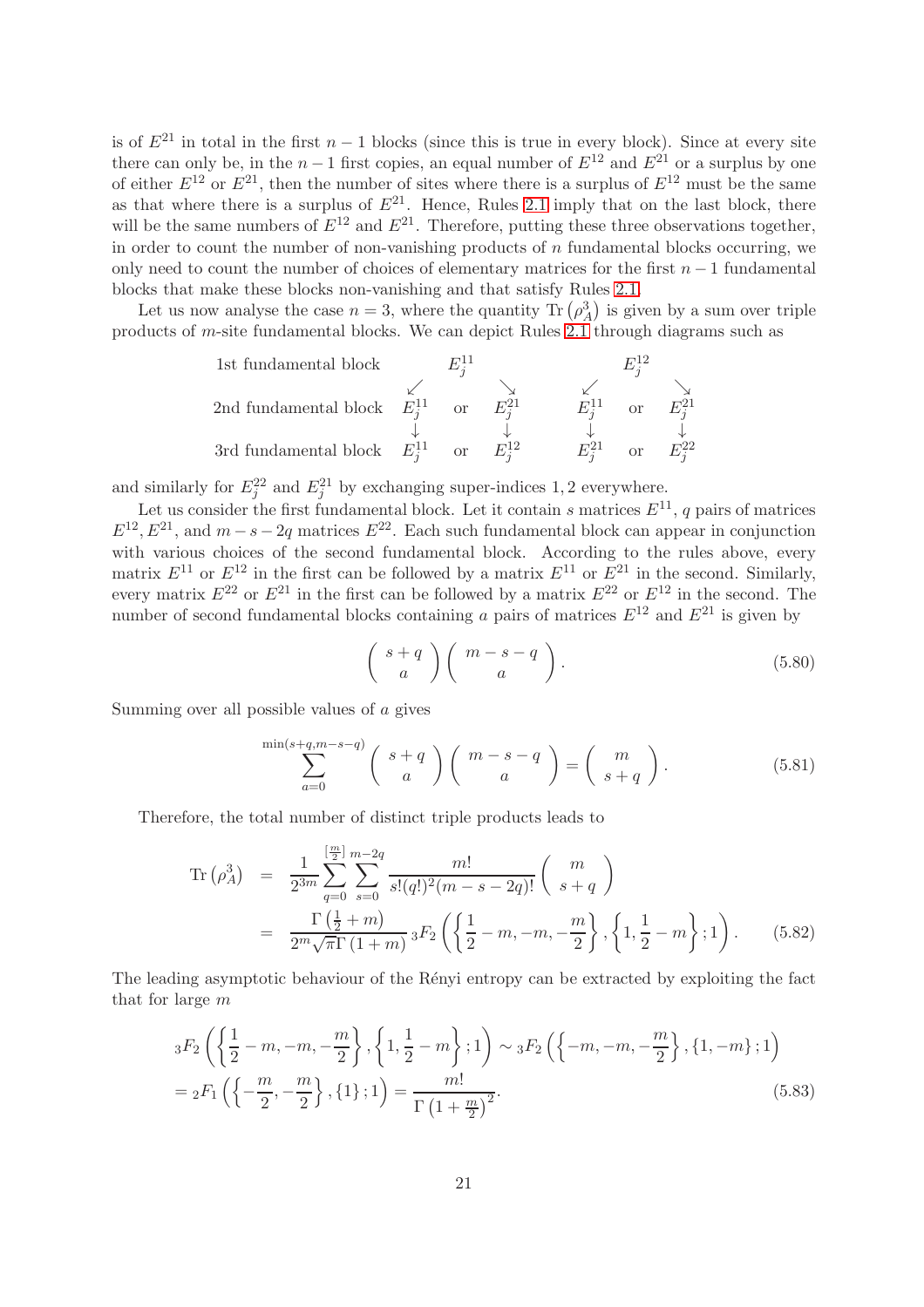is of $E^{21}$ in total in the first $n-1$ blocks (since this is true in every block). Since at every site there can only be, in the $n-1$ first copies, an equal number of $E^{12}$ and $E^{21}$ or a surplus by one of either $E^{12}$ or $E^{21}$, then the number of sites where there is a surplus of $E^{12}$ must be the same as that where there is a surplus of $E^{21}$. Hence, Rules 2.1 imply that on the last block, there will be the same numbers of $E^{12}$ and $E^{21}$. Therefore, putting these three observations together, in order to count the number of non-vanishing products of $n$ fundamental blocks occurring, we only need to count the number of choices of elementary matrices for the first $n-1$ fundamental blocks that make these blocks non-vanishing and that satisfy Rules 2.1.

Let us now analyse the case $n=3$, where the quantity $\mathrm{Tr}\left(\rho_A^3\right)$ is given by a sum over triple products of $m$-site fundamental blocks. We can depict Rules 2.1 through diagrams such as

$$
\begin{array}{lccccccc}
\text{1st fundamental block} & & E_j^{11} & & & & E_j^{12} & \\
 & \swarrow & & \searrow & & \swarrow & & \searrow \\
\text{2nd fundamental block} & E_j^{11} & \text{or} & E_j^{21} & & E_j^{11} & \text{or} & E_j^{21} \\
 & \downarrow & & \downarrow & & \downarrow & & \downarrow \\
\text{3rd fundamental block} & E_j^{11} & \text{or} & E_j^{12} & & E_j^{21} & \text{or} & E_j^{22}
\end{array}
$$

and similarly for $E_j^{22}$ and $E_j^{21}$ by exchanging super-indices $1,2$ everywhere.

Let us consider the first fundamental block. Let it contain $s$ matrices $E^{11}$, $q$ pairs of matrices $E^{12}, E^{21}$, and $m-s-2q$ matrices $E^{22}$. Each such fundamental block can appear in conjunction with various choices of the second fundamental block. According to the rules above, every matrix $E^{11}$ or $E^{12}$ in the first can be followed by a matrix $E^{11}$ or $E^{21}$ in the second. Similarly, every matrix $E^{22}$ or $E^{21}$ in the first can be followed by a matrix $E^{22}$ or $E^{12}$ in the second. The number of second fundamental blocks containing $a$ pairs of matrices $E^{12}$ and $E^{21}$ is given by

$$
\left(\begin{array}{c} s+q \\ a \end{array}\right)\left(\begin{array}{c} m-s-q \\ a \end{array}\right). \tag{5.80}
$$

Summing over all possible values of $a$ gives

$$
\sum_{a=0}^{\min(s+q,m-s-q)} \left(\begin{array}{c} s+q \\ a \end{array}\right)\left(\begin{array}{c} m-s-q \\ a \end{array}\right) = \left(\begin{array}{c} m \\ s+q \end{array}\right). \tag{5.81}
$$

Therefore, the total number of distinct triple products leads to

$$
\begin{aligned}
\mathrm{Tr}\left(\rho_A^3\right) &= \frac{1}{2^{3m}} \sum_{q=0}^{\left[\frac{m}{2}\right]} \sum_{s=0}^{m-2q} \frac{m!}{s!(q!)^2(m-s-2q)!} \left(\begin{array}{c} m \\ s+q \end{array}\right) \\
&= \frac{\Gamma\left(\frac{1}{2}+m\right)}{2^m\sqrt{\pi}\,\Gamma\left(1+m\right)}\, {}_3F_2\left(\left\{\frac{1}{2}-m, -m, -\frac{m}{2}\right\}, \left\{1, \frac{1}{2}-m\right\}; 1\right).
\end{aligned} \tag{5.82}
$$

The leading asymptotic behaviour of the Rényi entropy can be extracted by exploiting the fact that for large $m$

$$
\begin{aligned}
&{}_3F_2\left(\left\{\frac{1}{2}-m, -m, -\frac{m}{2}\right\}, \left\{1, \frac{1}{2}-m\right\}; 1\right) \sim {}_3F_2\left(\left\{-m, -m, -\frac{m}{2}\right\}, \{1, -m\}; 1\right) \\
&= {}_2F_1\left(\left\{-\frac{m}{2}, -\frac{m}{2}\right\}, \{1\}; 1\right) = \frac{m!}{\Gamma\left(1+\frac{m}{2}\right)^2}.
\end{aligned} \tag{5.83}
$$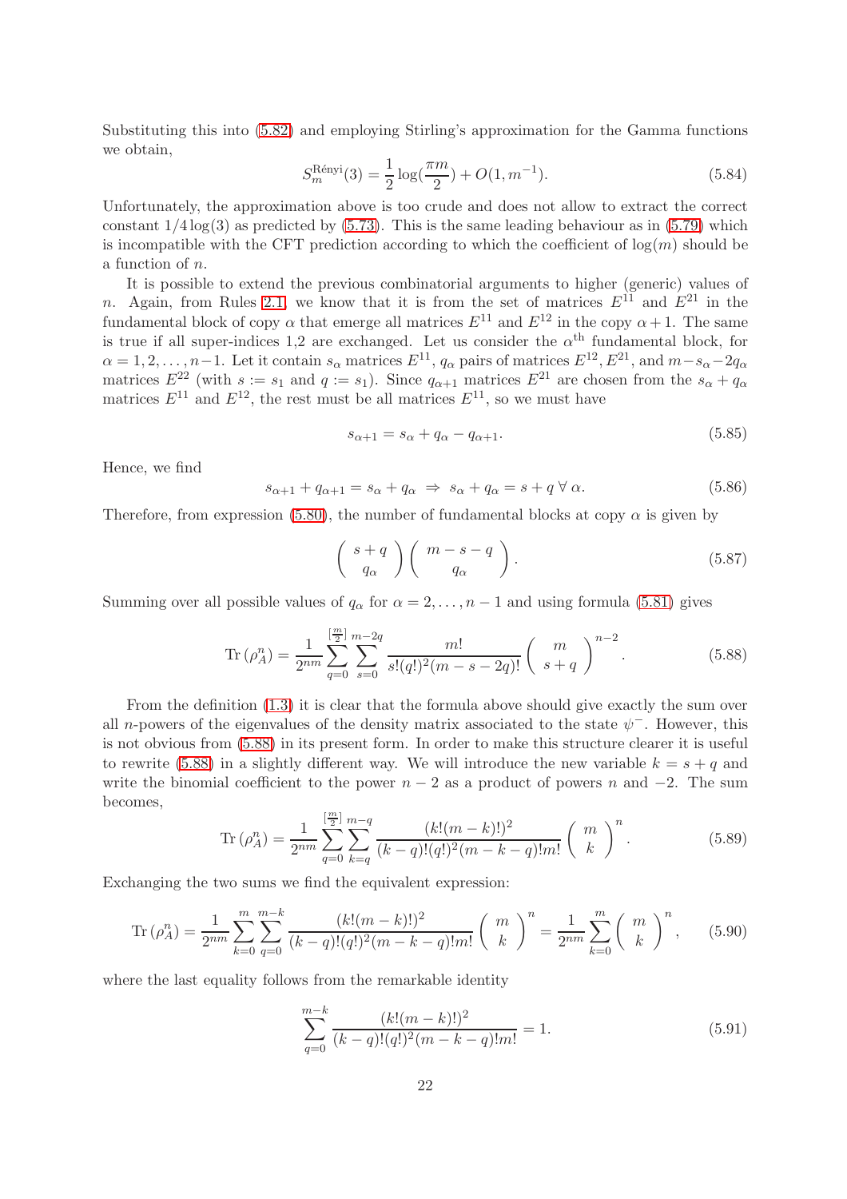Substituting this into (5.82) and employing Stirling's approximation for the Gamma functions we obtain,

$$S_m^{\text{Rényi}}(3) = \frac{1}{2}\log(\frac{\pi m}{2}) + O(1, m^{-1}). \tag{5.84}$$

Unfortunately, the approximation above is too crude and does not allow to extract the correct constant $1/4\log(3)$ as predicted by (5.73). This is the same leading behaviour as in (5.79) which is incompatible with the CFT prediction according to which the coefficient of $\log(m)$ should be a function of $n$.

It is possible to extend the previous combinatorial arguments to higher (generic) values of $n$. Again, from Rules 2.1, we know that it is from the set of matrices $E^{11}$ and $E^{21}$ in the fundamental block of copy $\alpha$ that emerge all matrices $E^{11}$ and $E^{12}$ in the copy $\alpha+1$. The same is true if all super-indices 1,2 are exchanged. Let us consider the $\alpha^{\text{th}}$ fundamental block, for $\alpha = 1, 2, \ldots, n-1$. Let it contain $s_\alpha$ matrices $E^{11}$, $q_\alpha$ pairs of matrices $E^{12}, E^{21}$, and $m-s_\alpha-2q_\alpha$ matrices $E^{22}$ (with $s := s_1$ and $q := s_1$). Since $q_{\alpha+1}$ matrices $E^{21}$ are chosen from the $s_\alpha + q_\alpha$ matrices $E^{11}$ and $E^{12}$, the rest must be all matrices $E^{11}$, so we must have

$$s_{\alpha+1} = s_\alpha + q_\alpha - q_{\alpha+1}. \tag{5.85}$$

Hence, we find

$$s_{\alpha+1} + q_{\alpha+1} = s_\alpha + q_\alpha \;\Rightarrow\; s_\alpha + q_\alpha = s + q \;\forall\; \alpha. \tag{5.86}$$

Therefore, from expression (5.80), the number of fundamental blocks at copy $\alpha$ is given by

$$\begin{pmatrix} s+q \\ q_\alpha \end{pmatrix}\begin{pmatrix} m-s-q \\ q_\alpha \end{pmatrix}. \tag{5.87}$$

Summing over all possible values of $q_\alpha$ for $\alpha = 2, \ldots, n-1$ and using formula (5.81) gives

$$\operatorname{Tr}(\rho_A^n) = \frac{1}{2^{nm}} \sum_{q=0}^{[\frac{m}{2}]} \sum_{s=0}^{m-2q} \frac{m!}{s!(q!)^2(m-s-2q)!} \begin{pmatrix} m \\ s+q \end{pmatrix}^{n-2}. \tag{5.88}$$

From the definition (1.3) it is clear that the formula above should give exactly the sum over all $n$-powers of the eigenvalues of the density matrix associated to the state $\psi^-$. However, this is not obvious from (5.88) in its present form. In order to make this structure clearer it is useful to rewrite (5.88) in a slightly different way. We will introduce the new variable $k = s+q$ and write the binomial coefficient to the power $n-2$ as a product of powers $n$ and $-2$. The sum becomes,

$$\operatorname{Tr}(\rho_A^n) = \frac{1}{2^{nm}} \sum_{q=0}^{[\frac{m}{2}]} \sum_{k=q}^{m-q} \frac{(k!(m-k)!)^2}{(k-q)!(q!)^2(m-k-q)!m!} \begin{pmatrix} m \\ k \end{pmatrix}^{n}. \tag{5.89}$$

Exchanging the two sums we find the equivalent expression:

$$\operatorname{Tr}(\rho_A^n) = \frac{1}{2^{nm}} \sum_{k=0}^{m} \sum_{q=0}^{m-k} \frac{(k!(m-k)!)^2}{(k-q)!(q!)^2(m-k-q)!m!} \begin{pmatrix} m \\ k \end{pmatrix}^{n} = \frac{1}{2^{nm}} \sum_{k=0}^{m} \begin{pmatrix} m \\ k \end{pmatrix}^{n}, \tag{5.90}$$

where the last equality follows from the remarkable identity

$$\sum_{q=0}^{m-k} \frac{(k!(m-k)!)^2}{(k-q)!(q!)^2(m-k-q)!m!} = 1. \tag{5.91}$$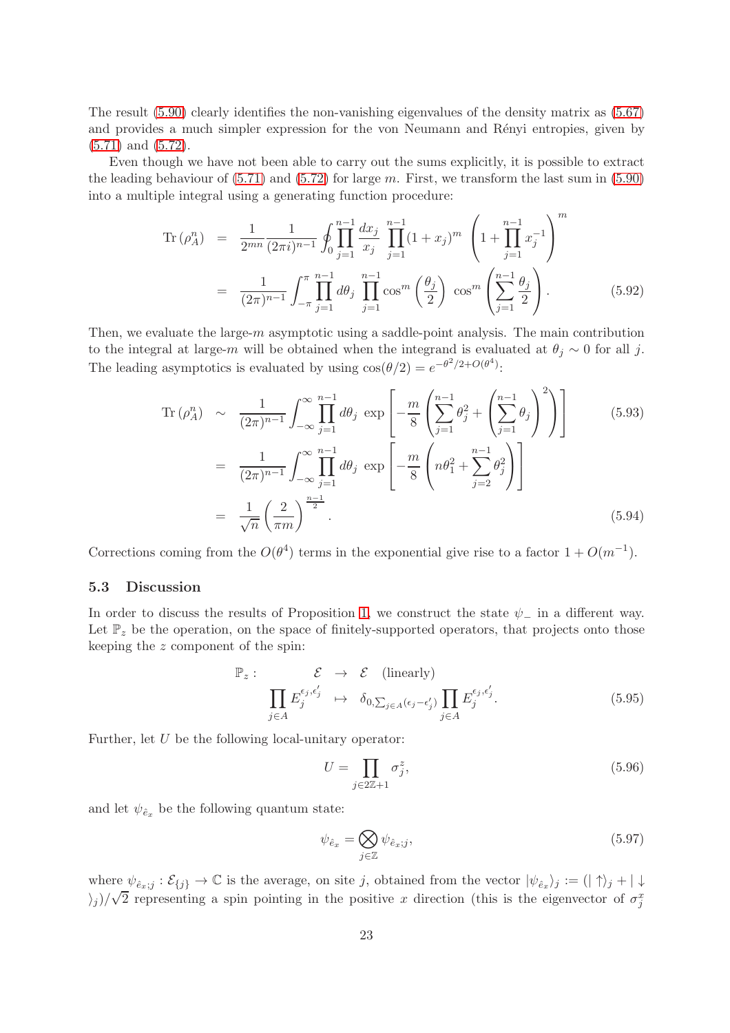The result (5.90) clearly identifies the non-vanishing eigenvalues of the density matrix as (5.67) and provides a much simpler expression for the von Neumann and Rényi entropies, given by (5.71) and (5.72).

Even though we have not been able to carry out the sums explicitly, it is possible to extract the leading behaviour of (5.71) and (5.72) for large $m$. First, we transform the last sum in (5.90) into a multiple integral using a generating function procedure:

$$
\begin{aligned}
\mathrm{Tr}\,(\rho_A^n) &= \frac{1}{2^{mn}} \frac{1}{(2\pi i)^{n-1}} \oint_0 \prod_{j=1}^{n-1} \frac{dx_j}{x_j} \prod_{j=1}^{n-1} (1+x_j)^m \left(1 + \prod_{j=1}^{n-1} x_j^{-1}\right)^m \\
&= \frac{1}{(2\pi)^{n-1}} \int_{-\pi}^{\pi} \prod_{j=1}^{n-1} d\theta_j \prod_{j=1}^{n-1} \cos^m\left(\frac{\theta_j}{2}\right) \cos^m\left(\sum_{j=1}^{n-1} \frac{\theta_j}{2}\right). \qquad (5.92)
\end{aligned}
$$

Then, we evaluate the large-$m$ asymptotic using a saddle-point analysis. The main contribution to the integral at large-$m$ will be obtained when the integrand is evaluated at $\theta_j \sim 0$ for all $j$. The leading asymptotics is evaluated by using $\cos(\theta/2) = e^{-\theta^2/2 + O(\theta^4)}$:

$$
\begin{aligned}
\mathrm{Tr}\,(\rho_A^n) &\sim \frac{1}{(2\pi)^{n-1}} \int_{-\infty}^{\infty} \prod_{j=1}^{n-1} d\theta_j \, \exp\left[-\frac{m}{8}\left(\sum_{j=1}^{n-1} \theta_j^2 + \left(\sum_{j=1}^{n-1} \theta_j\right)^2\right)\right] \qquad (5.93) \\
&= \frac{1}{(2\pi)^{n-1}} \int_{-\infty}^{\infty} \prod_{j=1}^{n-1} d\theta_j \, \exp\left[-\frac{m}{8}\left(n\theta_1^2 + \sum_{j=2}^{n-1} \theta_j^2\right)\right] \\
&= \frac{1}{\sqrt{n}} \left(\frac{2}{\pi m}\right)^{\frac{n-1}{2}}. \qquad (5.94)
\end{aligned}
$$

Corrections coming from the $O(\theta^4)$ terms in the exponential give rise to a factor $1 + O(m^{-1})$.

### 5.3 Discussion

In order to discuss the results of Proposition 1, we construct the state $\psi_-$ in a different way. Let $\mathbb{P}_z$ be the operation, on the space of finitely-supported operators, that projects onto those keeping the $z$ component of the spin:

$$
\begin{aligned}
\mathbb{P}_z : \qquad\qquad \mathcal{E} &\to \mathcal{E} \quad \text{(linearly)} \\
\prod_{j\in A} E_j^{\epsilon_j,\epsilon'_j} &\mapsto \delta_{0,\sum_{j\in A}(\epsilon_j - \epsilon'_j)} \prod_{j\in A} E_j^{\epsilon_j,\epsilon'_j}.
\end{aligned} \qquad (5.95)
$$

Further, let $U$ be the following local-unitary operator:

$$
U = \prod_{j\in 2\mathbb{Z}+1} \sigma_j^z, \qquad (5.96)
$$

and let $\psi_{\hat{e}_x}$ be the following quantum state:

$$
\psi_{\hat{e}_x} = \bigotimes_{j\in\mathbb{Z}} \psi_{\hat{e}_x;j}, \qquad (5.97)
$$

where $\psi_{\hat{e}_x;j} : \mathcal{E}_{\{j\}} \to \mathbb{C}$ is the average, on site $j$, obtained from the vector $|\psi_{\hat{e}_x}\rangle_j := (|\uparrow\rangle_j + |\downarrow\rangle_j)/\sqrt{2}$ representing a spin pointing in the positive $x$ direction (this is the eigenvector of $\sigma_j^x$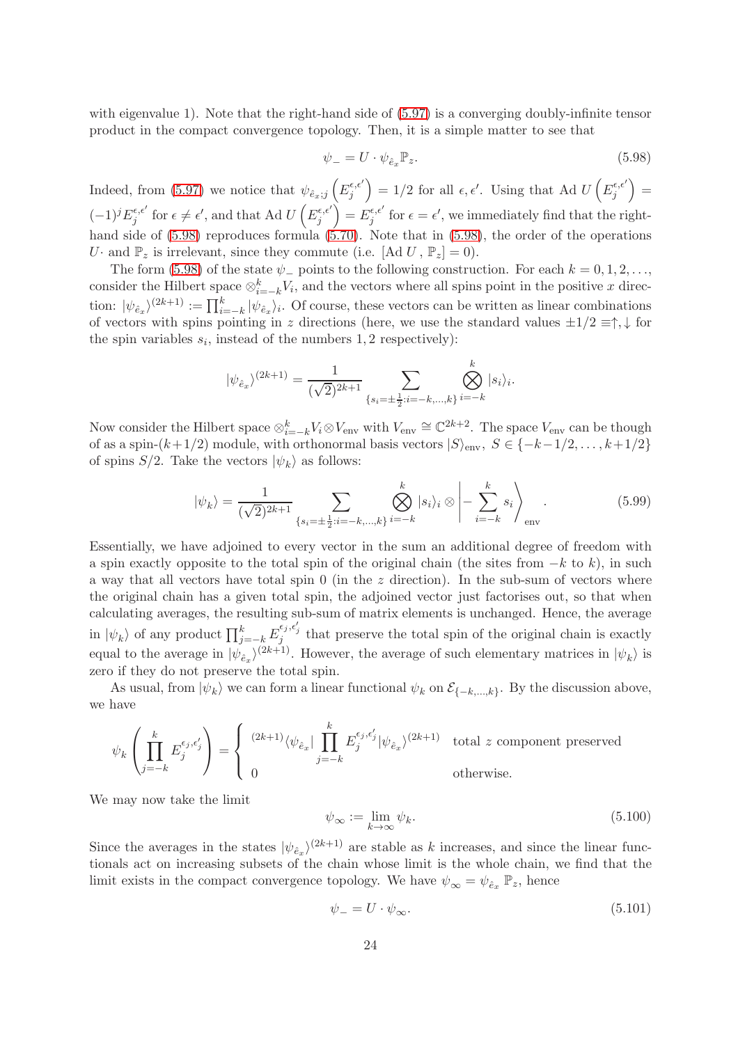with eigenvalue 1). Note that the right-hand side of (5.97) is a converging doubly-infinite tensor product in the compact convergence topology. Then, it is a simple matter to see that

$$\psi_- = U \cdot \psi_{\hat{e}_x} \mathbb{P}_z. \tag{5.98}$$

Indeed, from (5.97) we notice that $\psi_{\hat{e}_x;j}\left(E_j^{\epsilon,\epsilon'}\right) = 1/2$ for all $\epsilon, \epsilon'$. Using that $\mathrm{Ad}\, U\left(E_j^{\epsilon,\epsilon'}\right) = (-1)^j E_j^{\epsilon,\epsilon'}$ for $\epsilon \neq \epsilon'$, and that $\mathrm{Ad}\, U\left(E_j^{\epsilon,\epsilon'}\right) = E_j^{\epsilon,\epsilon'}$ for $\epsilon = \epsilon'$, we immediately find that the right-hand side of (5.98) reproduces formula (5.70). Note that in (5.98), the order of the operations $U\cdot$ and $\mathbb{P}_z$ is irrelevant, since they commute (i.e. $[\mathrm{Ad}\, U\, ,\, \mathbb{P}_z] = 0$).

The form (5.98) of the state $\psi_-$ points to the following construction. For each $k = 0, 1, 2, \ldots$, consider the Hilbert space $\otimes_{i=-k}^k V_i$, and the vectors where all spins point in the positive $x$ direction: $|\psi_{\hat{e}_x}\rangle^{(2k+1)} := \prod_{i=-k}^k |\psi_{\hat{e}_x}\rangle_i$. Of course, these vectors can be written as linear combinations of vectors with spins pointing in $z$ directions (here, we use the standard values $\pm 1/2 \equiv \uparrow, \downarrow$ for the spin variables $s_i$, instead of the numbers $1, 2$ respectively):

$$|\psi_{\hat{e}_x}\rangle^{(2k+1)} = \frac{1}{(\sqrt{2})^{2k+1}} \sum_{\{s_i = \pm\frac{1}{2}: i=-k,\ldots,k\}} \bigotimes_{i=-k}^k |s_i\rangle_i.$$

Now consider the Hilbert space $\otimes_{i=-k}^k V_i \otimes V_{\mathrm{env}}$ with $V_{\mathrm{env}} \cong \mathbb{C}^{2k+2}$. The space $V_{\mathrm{env}}$ can be though of as a spin-$(k+1/2)$ module, with orthonormal basis vectors $|S\rangle_{\mathrm{env}}$, $S \in \{-k-1/2, \ldots, k+1/2\}$ of spins $S/2$. Take the vectors $|\psi_k\rangle$ as follows:

$$|\psi_k\rangle = \frac{1}{(\sqrt{2})^{2k+1}} \sum_{\{s_i = \pm\frac{1}{2}: i=-k,\ldots,k\}} \bigotimes_{i=-k}^k |s_i\rangle_i \otimes \left| - \sum_{i=-k}^k s_i \right\rangle_{\mathrm{env}}. \tag{5.99}$$

Essentially, we have adjoined to every vector in the sum an additional degree of freedom with a spin exactly opposite to the total spin of the original chain (the sites from $-k$ to $k$), in such a way that all vectors have total spin 0 (in the $z$ direction). In the sub-sum of vectors where the original chain has a given total spin, the adjoined vector just factorises out, so that when calculating averages, the resulting sub-sum of matrix elements is unchanged. Hence, the average in $|\psi_k\rangle$ of any product $\prod_{j=-k}^k E_j^{\epsilon_j,\epsilon_j'}$ that preserve the total spin of the original chain is exactly equal to the average in $|\psi_{\hat{e}_x}\rangle^{(2k+1)}$. However, the average of such elementary matrices in $|\psi_k\rangle$ is zero if they do not preserve the total spin.

As usual, from $|\psi_k\rangle$ we can form a linear functional $\psi_k$ on $\mathcal{E}_{\{-k,\ldots,k\}}$. By the discussion above, we have

$$\psi_k\left(\prod_{j=-k}^k E_j^{\epsilon_j,\epsilon_j'}\right) = \begin{cases} {}^{(2k+1)}\langle\psi_{\hat{e}_x}| \prod_{j=-k}^k E_j^{\epsilon_j,\epsilon_j'} |\psi_{\hat{e}_x}\rangle^{(2k+1)} & \text{total } z \text{ component preserved} \\ 0 & \text{otherwise.} \end{cases}$$

We may now take the limit

$$\psi_\infty := \lim_{k\to\infty} \psi_k. \tag{5.100}$$

Since the averages in the states $|\psi_{\hat{e}_x}\rangle^{(2k+1)}$ are stable as $k$ increases, and since the linear functionals act on increasing subsets of the chain whose limit is the whole chain, we find that the limit exists in the compact convergence topology. We have $\psi_\infty = \psi_{\hat{e}_x}\, \mathbb{P}_z$, hence

$$\psi_- = U \cdot \psi_\infty. \tag{5.101}$$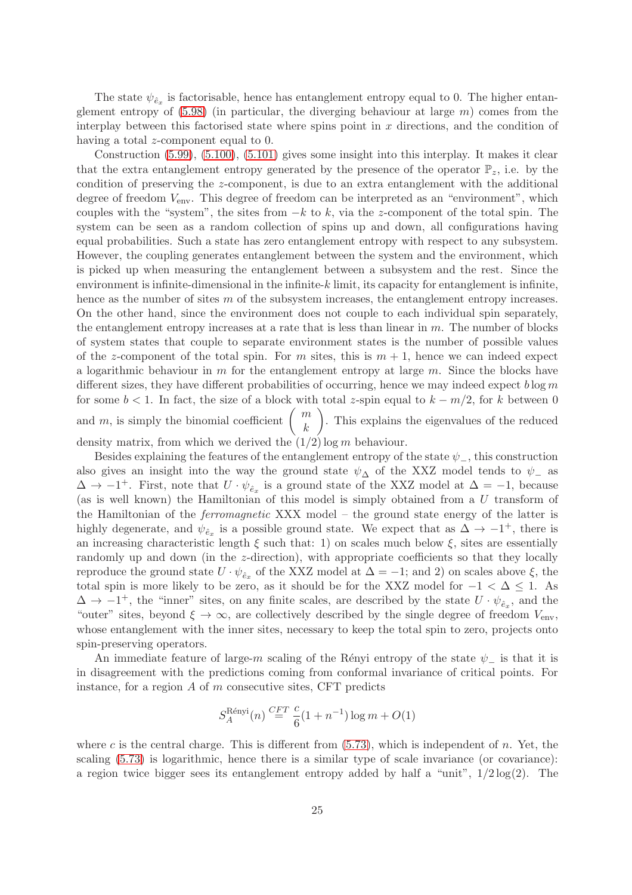The state $\psi_{\hat{e}_x}$ is factorisable, hence has entanglement entropy equal to 0. The higher entanglement entropy of (5.98) (in particular, the diverging behaviour at large $m$) comes from the interplay between this factorised state where spins point in $x$ directions, and the condition of having a total $z$-component equal to 0.

Construction (5.99), (5.100), (5.101) gives some insight into this interplay. It makes it clear that the extra entanglement entropy generated by the presence of the operator $\mathbb{P}_z$, i.e. by the condition of preserving the $z$-component, is due to an extra entanglement with the additional degree of freedom $V_{\rm env}$. This degree of freedom can be interpreted as an "environment", which couples with the "system", the sites from $-k$ to $k$, via the $z$-component of the total spin. The system can be seen as a random collection of spins up and down, all configurations having equal probabilities. Such a state has zero entanglement entropy with respect to any subsystem. However, the coupling generates entanglement between the system and the environment, which is picked up when measuring the entanglement between a subsystem and the rest. Since the environment is infinite-dimensional in the infinite-$k$ limit, its capacity for entanglement is infinite, hence as the number of sites $m$ of the subsystem increases, the entanglement entropy increases. On the other hand, since the environment does not couple to each individual spin separately, the entanglement entropy increases at a rate that is less than linear in $m$. The number of blocks of system states that couple to separate environment states is the number of possible values of the $z$-component of the total spin. For $m$ sites, this is $m+1$, hence we can indeed expect a logarithmic behaviour in $m$ for the entanglement entropy at large $m$. Since the blocks have different sizes, they have different probabilities of occurring, hence we may indeed expect $b\log m$ for some $b<1$. In fact, the size of a block with total $z$-spin equal to $k-m/2$, for $k$ between 0 and $m$, is simply the binomial coefficient $\left(\begin{array}{c} m \\ k \end{array}\right)$. This explains the eigenvalues of the reduced density matrix, from which we derived the $(1/2)\log m$ behaviour.

Besides explaining the features of the entanglement entropy of the state $\psi_-$, this construction also gives an insight into the way the ground state $\psi_\Delta$ of the XXZ model tends to $\psi_-$ as $\Delta\to-1^+$. First, note that $U\cdot\psi_{\hat{e}_x}$ is a ground state of the XXZ model at $\Delta=-1$, because (as is well known) the Hamiltonian of this model is simply obtained from a $U$ transform of the Hamiltonian of the *ferromagnetic* XXX model – the ground state energy of the latter is highly degenerate, and $\psi_{\hat{e}_x}$ is a possible ground state. We expect that as $\Delta\to-1^+$, there is an increasing characteristic length $\xi$ such that: 1) on scales much below $\xi$, sites are essentially randomly up and down (in the $z$-direction), with appropriate coefficients so that they locally reproduce the ground state $U\cdot\psi_{\hat{e}_x}$ of the XXZ model at $\Delta=-1$; and 2) on scales above $\xi$, the total spin is more likely to be zero, as it should be for the XXZ model for $-1<\Delta\leq 1$. As $\Delta\to-1^+$, the "inner" sites, on any finite scales, are described by the state $U\cdot\psi_{\hat{e}_x}$, and the "outer" sites, beyond $\xi\to\infty$, are collectively described by the single degree of freedom $V_{\rm env}$, whose entanglement with the inner sites, necessary to keep the total spin to zero, projects onto spin-preserving operators.

An immediate feature of large-$m$ scaling of the Rényi entropy of the state $\psi_-$ is that it is in disagreement with the predictions coming from conformal invariance of critical points. For instance, for a region $A$ of $m$ consecutive sites, CFT predicts

$$S_A^{\rm Rényi}(n) \stackrel{CFT}{=} \frac{c}{6}(1+n^{-1})\log m + O(1)$$

where $c$ is the central charge. This is different from (5.73), which is independent of $n$. Yet, the scaling (5.73) is logarithmic, hence there is a similar type of scale invariance (or covariance): a region twice bigger sees its entanglement entropy added by half a "unit", $1/2\log(2)$. The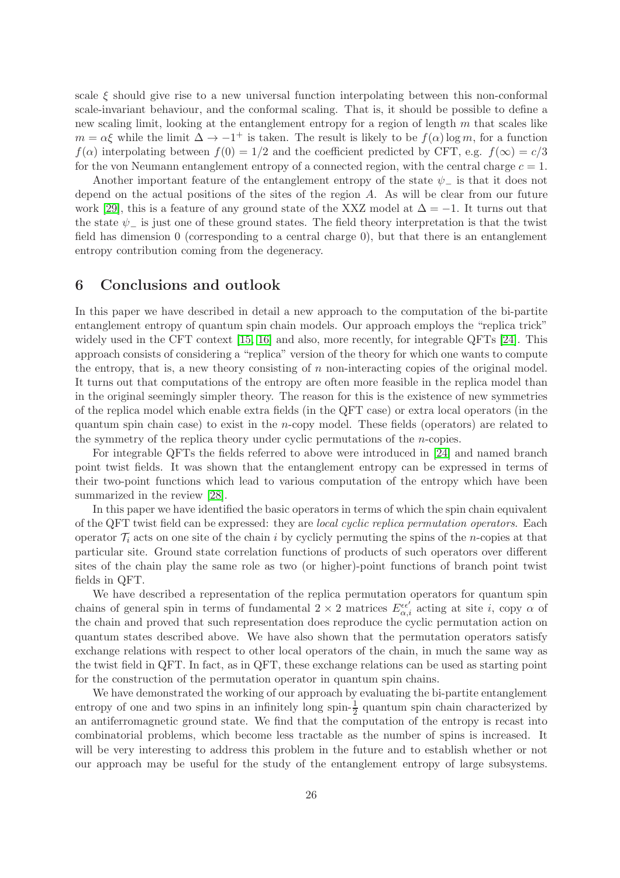scale $\xi$ should give rise to a new universal function interpolating between this non-conformal scale-invariant behaviour, and the conformal scaling. That is, it should be possible to define a new scaling limit, looking at the entanglement entropy for a region of length $m$ that scales like $m = \alpha\xi$ while the limit $\Delta \to -1^+$ is taken. The result is likely to be $f(\alpha) \log m$, for a function $f(\alpha)$ interpolating between $f(0) = 1/2$ and the coefficient predicted by CFT, e.g. $f(\infty) = c/3$ for the von Neumann entanglement entropy of a connected region, with the central charge $c = 1$.

Another important feature of the entanglement entropy of the state $\psi_-$ is that it does not depend on the actual positions of the sites of the region $A$. As will be clear from our future work [29], this is a feature of any ground state of the XXZ model at $\Delta = -1$. It turns out that the state $\psi_-$ is just one of these ground states. The field theory interpretation is that the twist field has dimension 0 (corresponding to a central charge 0), but that there is an entanglement entropy contribution coming from the degeneracy.

## 6 Conclusions and outlook

In this paper we have described in detail a new approach to the computation of the bi-partite entanglement entropy of quantum spin chain models. Our approach employs the "replica trick" widely used in the CFT context [15, 16] and also, more recently, for integrable QFTs [24]. This approach consists of considering a "replica" version of the theory for which one wants to compute the entropy, that is, a new theory consisting of $n$ non-interacting copies of the original model. It turns out that computations of the entropy are often more feasible in the replica model than in the original seemingly simpler theory. The reason for this is the existence of new symmetries of the replica model which enable extra fields (in the QFT case) or extra local operators (in the quantum spin chain case) to exist in the $n$-copy model. These fields (operators) are related to the symmetry of the replica theory under cyclic permutations of the $n$-copies.

For integrable QFTs the fields referred to above were introduced in [24] and named branch point twist fields. It was shown that the entanglement entropy can be expressed in terms of their two-point functions which lead to various computation of the entropy which have been summarized in the review [28].

In this paper we have identified the basic operators in terms of which the spin chain equivalent of the QFT twist field can be expressed: they are *local cyclic replica permutation operators*. Each operator $\mathcal{T}_i$ acts on one site of the chain $i$ by cyclicly permuting the spins of the $n$-copies at that particular site. Ground state correlation functions of products of such operators over different sites of the chain play the same role as two (or higher)-point functions of branch point twist fields in QFT.

We have described a representation of the replica permutation operators for quantum spin chains of general spin in terms of fundamental $2 \times 2$ matrices $E_{\alpha,i}^{\epsilon\epsilon'}$ acting at site $i$, copy $\alpha$ of the chain and proved that such representation does reproduce the cyclic permutation action on quantum states described above. We have also shown that the permutation operators satisfy exchange relations with respect to other local operators of the chain, in much the same way as the twist field in QFT. In fact, as in QFT, these exchange relations can be used as starting point for the construction of the permutation operator in quantum spin chains.

We have demonstrated the working of our approach by evaluating the bi-partite entanglement entropy of one and two spins in an infinitely long spin-$\frac{1}{2}$ quantum spin chain characterized by an antiferromagnetic ground state. We find that the computation of the entropy is recast into combinatorial problems, which become less tractable as the number of spins is increased. It will be very interesting to address this problem in the future and to establish whether or not our approach may be useful for the study of the entanglement entropy of large subsystems.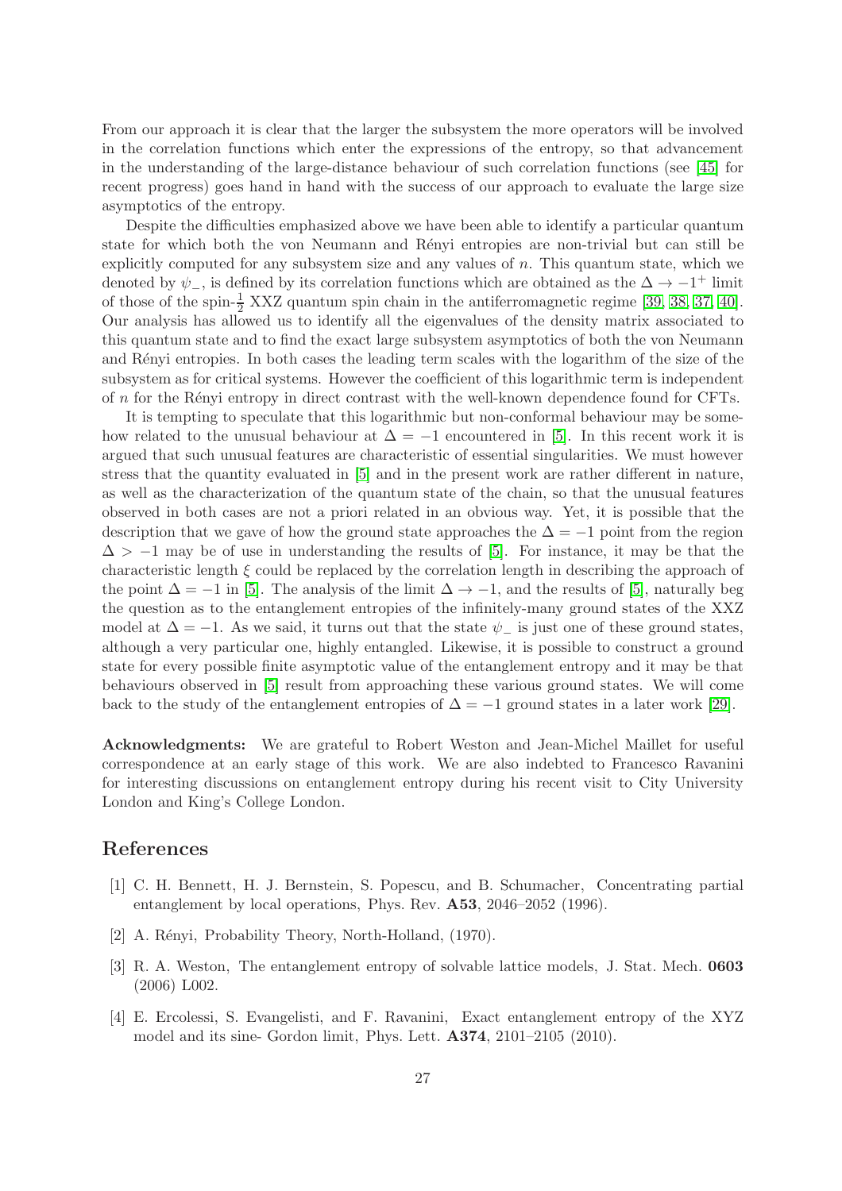From our approach it is clear that the larger the subsystem the more operators will be involved in the correlation functions which enter the expressions of the entropy, so that advancement in the understanding of the large-distance behaviour of such correlation functions (see [45] for recent progress) goes hand in hand with the success of our approach to evaluate the large size asymptotics of the entropy.

Despite the difficulties emphasized above we have been able to identify a particular quantum state for which both the von Neumann and Rényi entropies are non-trivial but can still be explicitly computed for any subsystem size and any values of $n$. This quantum state, which we denoted by $\psi_-$, is defined by its correlation functions which are obtained as the $\Delta \to -1^+$ limit of those of the spin-$\frac{1}{2}$ XXZ quantum spin chain in the antiferromagnetic regime [39, 38, 37, 40]. Our analysis has allowed us to identify all the eigenvalues of the density matrix associated to this quantum state and to find the exact large subsystem asymptotics of both the von Neumann and Rényi entropies. In both cases the leading term scales with the logarithm of the size of the subsystem as for critical systems. However the coefficient of this logarithmic term is independent of $n$ for the Rényi entropy in direct contrast with the well-known dependence found for CFTs.

It is tempting to speculate that this logarithmic but non-conformal behaviour may be somehow related to the unusual behaviour at $\Delta = -1$ encountered in [5]. In this recent work it is argued that such unusual features are characteristic of essential singularities. We must however stress that the quantity evaluated in [5] and in the present work are rather different in nature, as well as the characterization of the quantum state of the chain, so that the unusual features observed in both cases are not a priori related in an obvious way. Yet, it is possible that the description that we gave of how the ground state approaches the $\Delta = -1$ point from the region $\Delta > -1$ may be of use in understanding the results of [5]. For instance, it may be that the characteristic length $\xi$ could be replaced by the correlation length in describing the approach of the point $\Delta = -1$ in [5]. The analysis of the limit $\Delta \to -1$, and the results of [5], naturally beg the question as to the entanglement entropies of the infinitely-many ground states of the XXZ model at $\Delta = -1$. As we said, it turns out that the state $\psi_-$ is just one of these ground states, although a very particular one, highly entangled. Likewise, it is possible to construct a ground state for every possible finite asymptotic value of the entanglement entropy and it may be that behaviours observed in [5] result from approaching these various ground states. We will come back to the study of the entanglement entropies of $\Delta = -1$ ground states in a later work [29].

**Acknowledgments:** We are grateful to Robert Weston and Jean-Michel Maillet for useful correspondence at an early stage of this work. We are also indebted to Francesco Ravanini for interesting discussions on entanglement entropy during his recent visit to City University London and King's College London.

# References

[1] C. H. Bennett, H. J. Bernstein, S. Popescu, and B. Schumacher, Concentrating partial entanglement by local operations, Phys. Rev. **A53**, 2046–2052 (1996).

[2] A. Rényi, Probability Theory, North-Holland, (1970).

[3] R. A. Weston, The entanglement entropy of solvable lattice models, J. Stat. Mech. **0603** (2006) L002.

[4] E. Ercolessi, S. Evangelisti, and F. Ravanini, Exact entanglement entropy of the XYZ model and its sine- Gordon limit, Phys. Lett. **A374**, 2101–2105 (2010).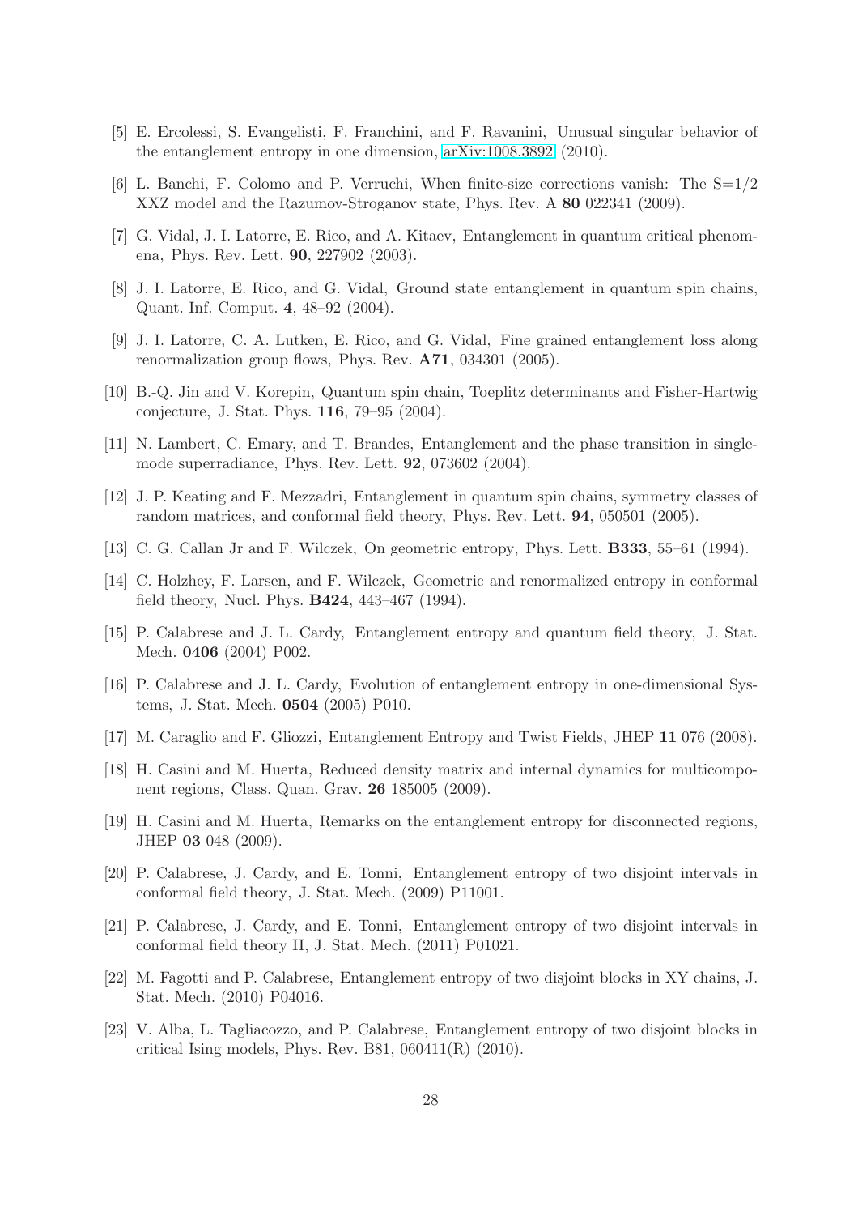[5] E. Ercolessi, S. Evangelisti, F. Franchini, and F. Ravanini, Unusual singular behavior of the entanglement entropy in one dimension, arXiv:1008.3892 (2010).

[6] L. Banchi, F. Colomo and P. Verruchi, When finite-size corrections vanish: The S=1/2 XXZ model and the Razumov-Stroganov state, Phys. Rev. A **80** 022341 (2009).

[7] G. Vidal, J. I. Latorre, E. Rico, and A. Kitaev, Entanglement in quantum critical phenomena, Phys. Rev. Lett. **90**, 227902 (2003).

[8] J. I. Latorre, E. Rico, and G. Vidal, Ground state entanglement in quantum spin chains, Quant. Inf. Comput. **4**, 48–92 (2004).

[9] J. I. Latorre, C. A. Lutken, E. Rico, and G. Vidal, Fine grained entanglement loss along renormalization group flows, Phys. Rev. **A71**, 034301 (2005).

[10] B.-Q. Jin and V. Korepin, Quantum spin chain, Toeplitz determinants and Fisher-Hartwig conjecture, J. Stat. Phys. **116**, 79–95 (2004).

[11] N. Lambert, C. Emary, and T. Brandes, Entanglement and the phase transition in single-mode superradiance, Phys. Rev. Lett. **92**, 073602 (2004).

[12] J. P. Keating and F. Mezzadri, Entanglement in quantum spin chains, symmetry classes of random matrices, and conformal field theory, Phys. Rev. Lett. **94**, 050501 (2005).

[13] C. G. Callan Jr and F. Wilczek, On geometric entropy, Phys. Lett. **B333**, 55–61 (1994).

[14] C. Holzhey, F. Larsen, and F. Wilczek, Geometric and renormalized entropy in conformal field theory, Nucl. Phys. **B424**, 443–467 (1994).

[15] P. Calabrese and J. L. Cardy, Entanglement entropy and quantum field theory, J. Stat. Mech. **0406** (2004) P002.

[16] P. Calabrese and J. L. Cardy, Evolution of entanglement entropy in one-dimensional Systems, J. Stat. Mech. **0504** (2005) P010.

[17] M. Caraglio and F. Gliozzi, Entanglement Entropy and Twist Fields, JHEP **11** 076 (2008).

[18] H. Casini and M. Huerta, Reduced density matrix and internal dynamics for multicomponent regions, Class. Quan. Grav. **26** 185005 (2009).

[19] H. Casini and M. Huerta, Remarks on the entanglement entropy for disconnected regions, JHEP **03** 048 (2009).

[20] P. Calabrese, J. Cardy, and E. Tonni, Entanglement entropy of two disjoint intervals in conformal field theory, J. Stat. Mech. (2009) P11001.

[21] P. Calabrese, J. Cardy, and E. Tonni, Entanglement entropy of two disjoint intervals in conformal field theory II, J. Stat. Mech. (2011) P01021.

[22] M. Fagotti and P. Calabrese, Entanglement entropy of two disjoint blocks in XY chains, J. Stat. Mech. (2010) P04016.

[23] V. Alba, L. Tagliacozzo, and P. Calabrese, Entanglement entropy of two disjoint blocks in critical Ising models, Phys. Rev. B81, 060411(R) (2010).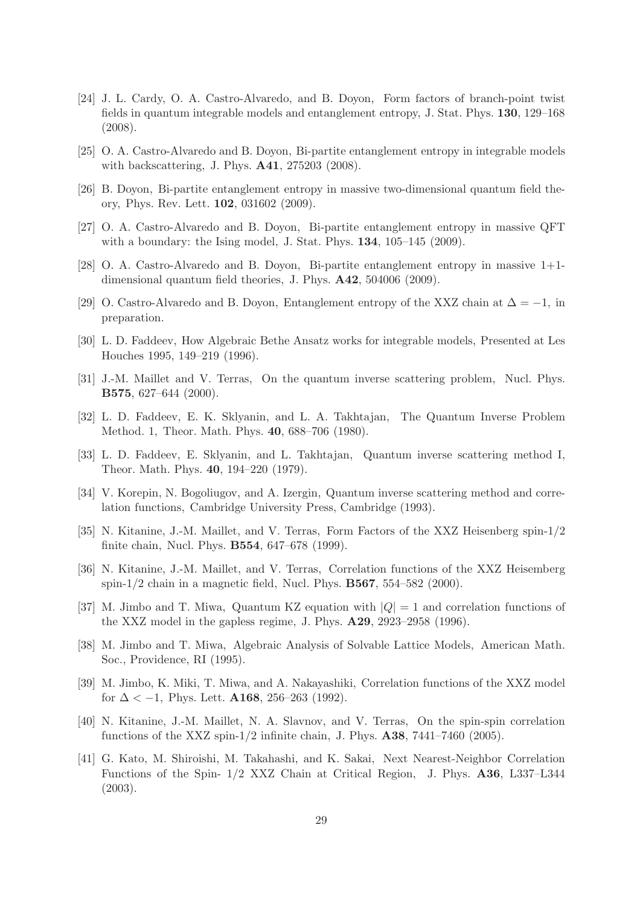[24] J. L. Cardy, O. A. Castro-Alvaredo, and B. Doyon, Form factors of branch-point twist fields in quantum integrable models and entanglement entropy, J. Stat. Phys. **130**, 129–168 (2008).

[25] O. A. Castro-Alvaredo and B. Doyon, Bi-partite entanglement entropy in integrable models with backscattering, J. Phys. **A41**, 275203 (2008).

[26] B. Doyon, Bi-partite entanglement entropy in massive two-dimensional quantum field theory, Phys. Rev. Lett. **102**, 031602 (2009).

[27] O. A. Castro-Alvaredo and B. Doyon, Bi-partite entanglement entropy in massive QFT with a boundary: the Ising model, J. Stat. Phys. **134**, 105–145 (2009).

[28] O. A. Castro-Alvaredo and B. Doyon, Bi-partite entanglement entropy in massive 1+1-dimensional quantum field theories, J. Phys. **A42**, 504006 (2009).

[29] O. Castro-Alvaredo and B. Doyon, Entanglement entropy of the XXZ chain at $\Delta = -1$, in preparation.

[30] L. D. Faddeev, How Algebraic Bethe Ansatz works for integrable models, Presented at Les Houches 1995, 149–219 (1996).

[31] J.-M. Maillet and V. Terras, On the quantum inverse scattering problem, Nucl. Phys. **B575**, 627–644 (2000).

[32] L. D. Faddeev, E. K. Sklyanin, and L. A. Takhtajan, The Quantum Inverse Problem Method. 1, Theor. Math. Phys. **40**, 688–706 (1980).

[33] L. D. Faddeev, E. Sklyanin, and L. Takhtajan, Quantum inverse scattering method I, Theor. Math. Phys. **40**, 194–220 (1979).

[34] V. Korepin, N. Bogoliugov, and A. Izergin, Quantum inverse scattering method and correlation functions, Cambridge University Press, Cambridge (1993).

[35] N. Kitanine, J.-M. Maillet, and V. Terras, Form Factors of the XXZ Heisenberg spin-1/2 finite chain, Nucl. Phys. **B554**, 647–678 (1999).

[36] N. Kitanine, J.-M. Maillet, and V. Terras, Correlation functions of the XXZ Heisemberg spin-1/2 chain in a magnetic field, Nucl. Phys. **B567**, 554–582 (2000).

[37] M. Jimbo and T. Miwa, Quantum KZ equation with $|Q| = 1$ and correlation functions of the XXZ model in the gapless regime, J. Phys. **A29**, 2923–2958 (1996).

[38] M. Jimbo and T. Miwa, Algebraic Analysis of Solvable Lattice Models, American Math. Soc., Providence, RI (1995).

[39] M. Jimbo, K. Miki, T. Miwa, and A. Nakayashiki, Correlation functions of the XXZ model for $\Delta < -1$, Phys. Lett. **A168**, 256–263 (1992).

[40] N. Kitanine, J.-M. Maillet, N. A. Slavnov, and V. Terras, On the spin-spin correlation functions of the XXZ spin-1/2 infinite chain, J. Phys. **A38**, 7441–7460 (2005).

[41] G. Kato, M. Shiroishi, M. Takahashi, and K. Sakai, Next Nearest-Neighbor Correlation Functions of the Spin- 1/2 XXZ Chain at Critical Region, J. Phys. **A36**, L337–L344 (2003).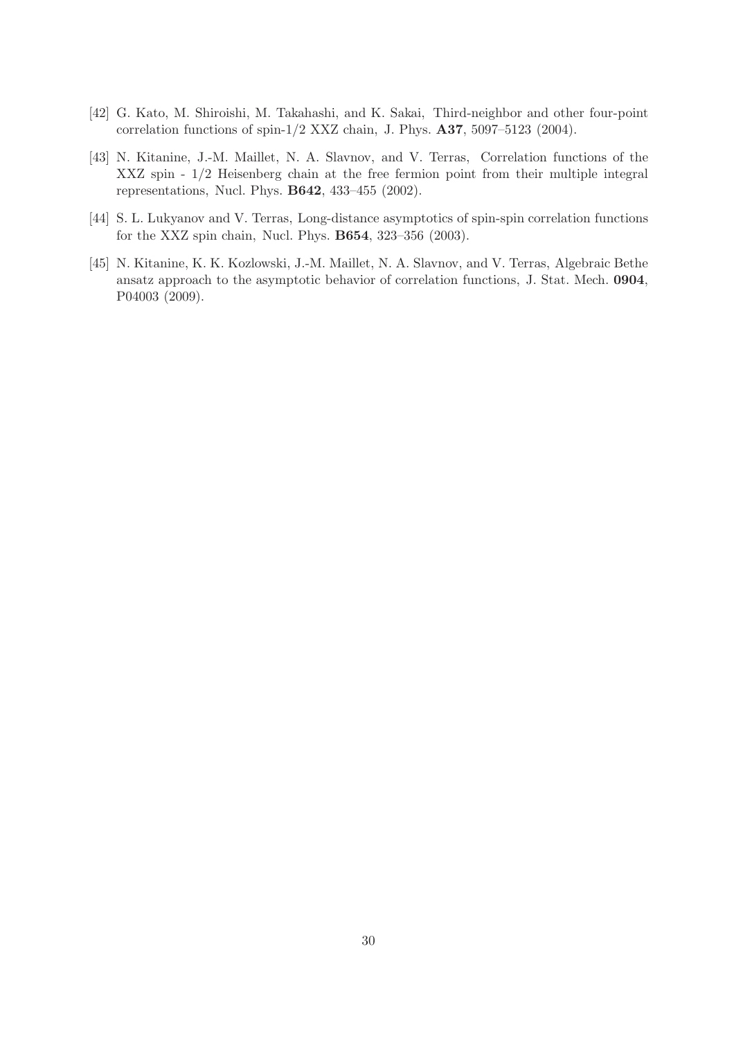[42] G. Kato, M. Shiroishi, M. Takahashi, and K. Sakai, Third-neighbor and other four-point correlation functions of spin-1/2 XXZ chain, J. Phys. **A37**, 5097–5123 (2004).

[43] N. Kitanine, J.-M. Maillet, N. A. Slavnov, and V. Terras, Correlation functions of the XXZ spin - 1/2 Heisenberg chain at the free fermion point from their multiple integral representations, Nucl. Phys. **B642**, 433–455 (2002).

[44] S. L. Lukyanov and V. Terras, Long-distance asymptotics of spin-spin correlation functions for the XXZ spin chain, Nucl. Phys. **B654**, 323–356 (2003).

[45] N. Kitanine, K. K. Kozlowski, J.-M. Maillet, N. A. Slavnov, and V. Terras, Algebraic Bethe ansatz approach to the asymptotic behavior of correlation functions, J. Stat. Mech. **0904**, P04003 (2009).